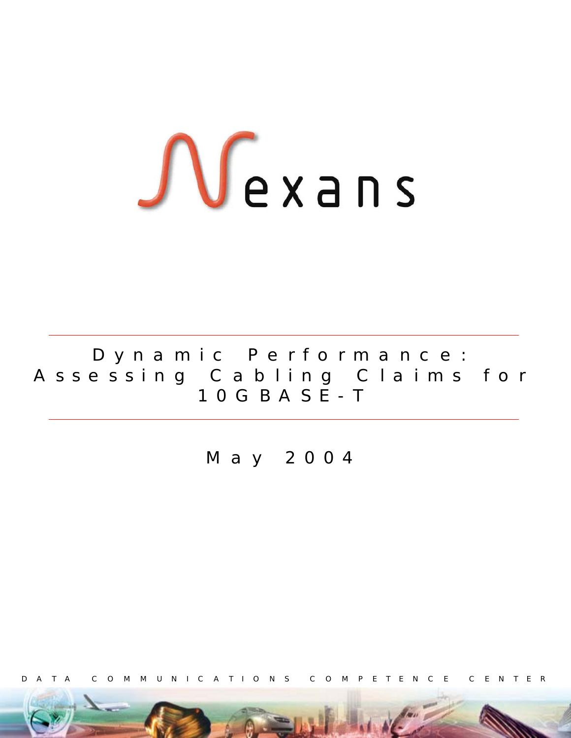Nexans

# Dynamic Performance: Assessing Cabling Claims for 10GBASE-T

May 2004

DATA COMMUNICATIONS COMPETENCE CENTER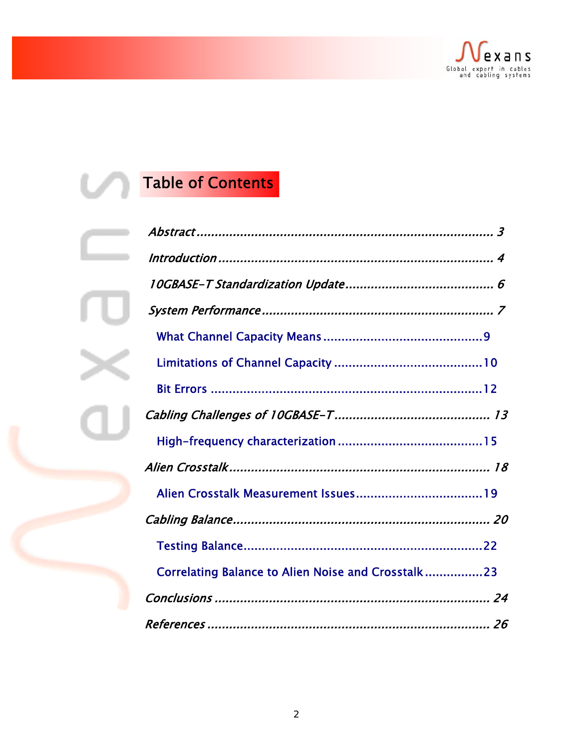# Table of Contents

*Abstract* ...................................................................... *3*

*Introduction* ................................................................ *4*

*10GBASE-T Standardization Update* ........................................ *6*

*System Performance* ....................................................... *7*

- What Channel Capacity Means ............................................9
- Limitations of Channel Capacity ........................................10
- Bit Errors ..........................................................................12

*Cabling Challenges of 10GBASE-T* .......................................... *13*

- High-frequency characterization ........................................15

*Alien Crosstalk* ............................................................... *18*

- Alien Crosstalk Measurement Issues ...................................19

*Cabling Balance* .............................................................. *20*

- Testing Balance ..................................................................22
- Correlating Balance to Alien Noise and Crosstalk ................23

*Conclusions* ................................................................... *24*

*References* ..................................................................... *26*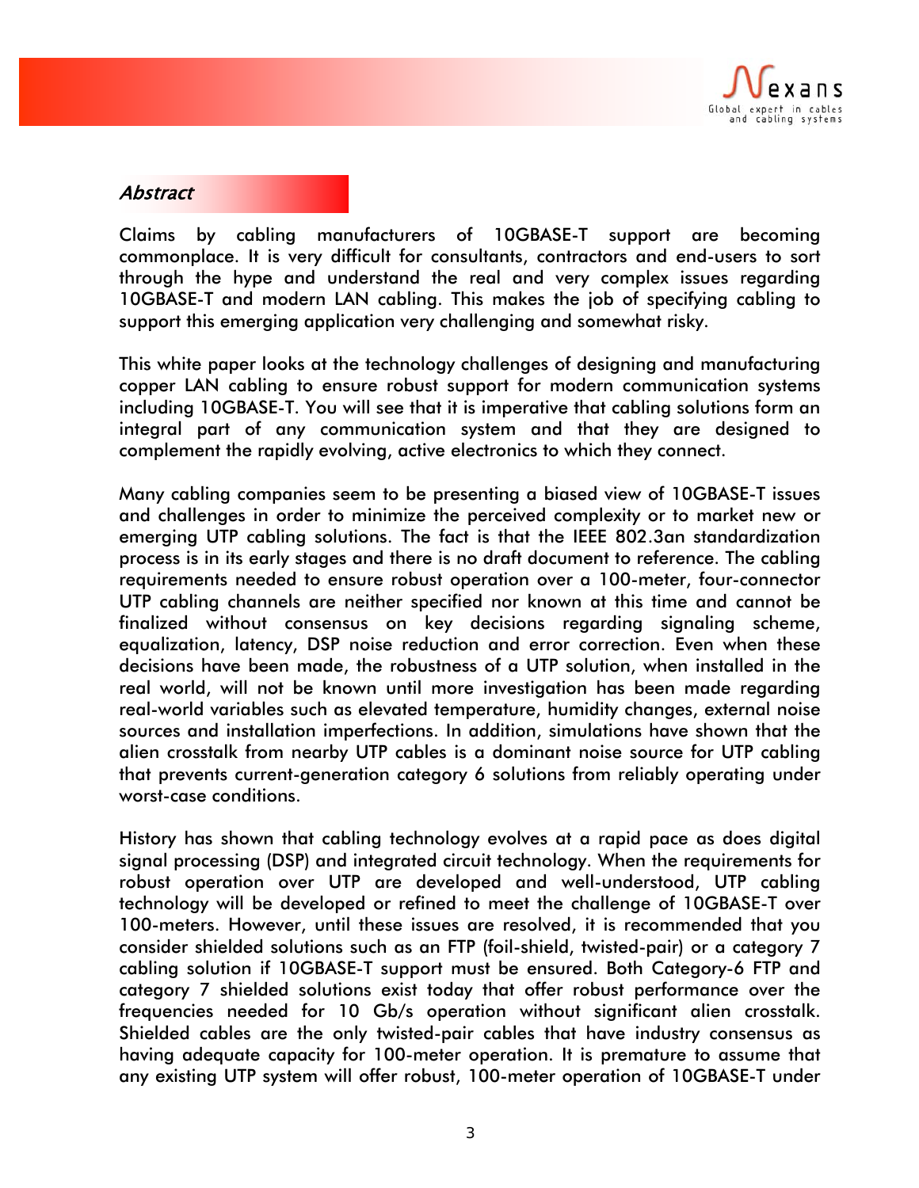## *Abstract*

Claims by cabling manufacturers of 10GBASE-T support are becoming commonplace. It is very difficult for consultants, contractors and end-users to sort through the hype and understand the real and very complex issues regarding 10GBASE-T and modern LAN cabling. This makes the job of specifying cabling to support this emerging application very challenging and somewhat risky.

This white paper looks at the technology challenges of designing and manufacturing copper LAN cabling to ensure robust support for modern communication systems including 10GBASE-T. You will see that it is imperative that cabling solutions form an integral part of any communication system and that they are designed to complement the rapidly evolving, active electronics to which they connect.

Many cabling companies seem to be presenting a biased view of 10GBASE-T issues and challenges in order to minimize the perceived complexity or to market new or emerging UTP cabling solutions. The fact is that the IEEE 802.3an standardization process is in its early stages and there is no draft document to reference. The cabling requirements needed to ensure robust operation over a 100-meter, four-connector UTP cabling channels are neither specified nor known at this time and cannot be finalized without consensus on key decisions regarding signaling scheme, equalization, latency, DSP noise reduction and error correction. Even when these decisions have been made, the robustness of a UTP solution, when installed in the real world, will not be known until more investigation has been made regarding real-world variables such as elevated temperature, humidity changes, external noise sources and installation imperfections. In addition, simulations have shown that the alien crosstalk from nearby UTP cables is a dominant noise source for UTP cabling that prevents current-generation category 6 solutions from reliably operating under worst-case conditions.

History has shown that cabling technology evolves at a rapid pace as does digital signal processing (DSP) and integrated circuit technology. When the requirements for robust operation over UTP are developed and well-understood, UTP cabling technology will be developed or refined to meet the challenge of 10GBASE-T over 100-meters. However, until these issues are resolved, it is recommended that you consider shielded solutions such as an FTP (foil-shield, twisted-pair) or a category 7 cabling solution if 10GBASE-T support must be ensured. Both Category-6 FTP and category 7 shielded solutions exist today that offer robust performance over the frequencies needed for 10 Gb/s operation without significant alien crosstalk. Shielded cables are the only twisted-pair cables that have industry consensus as having adequate capacity for 100-meter operation. It is premature to assume that any existing UTP system will offer robust, 100-meter operation of 10GBASE-T under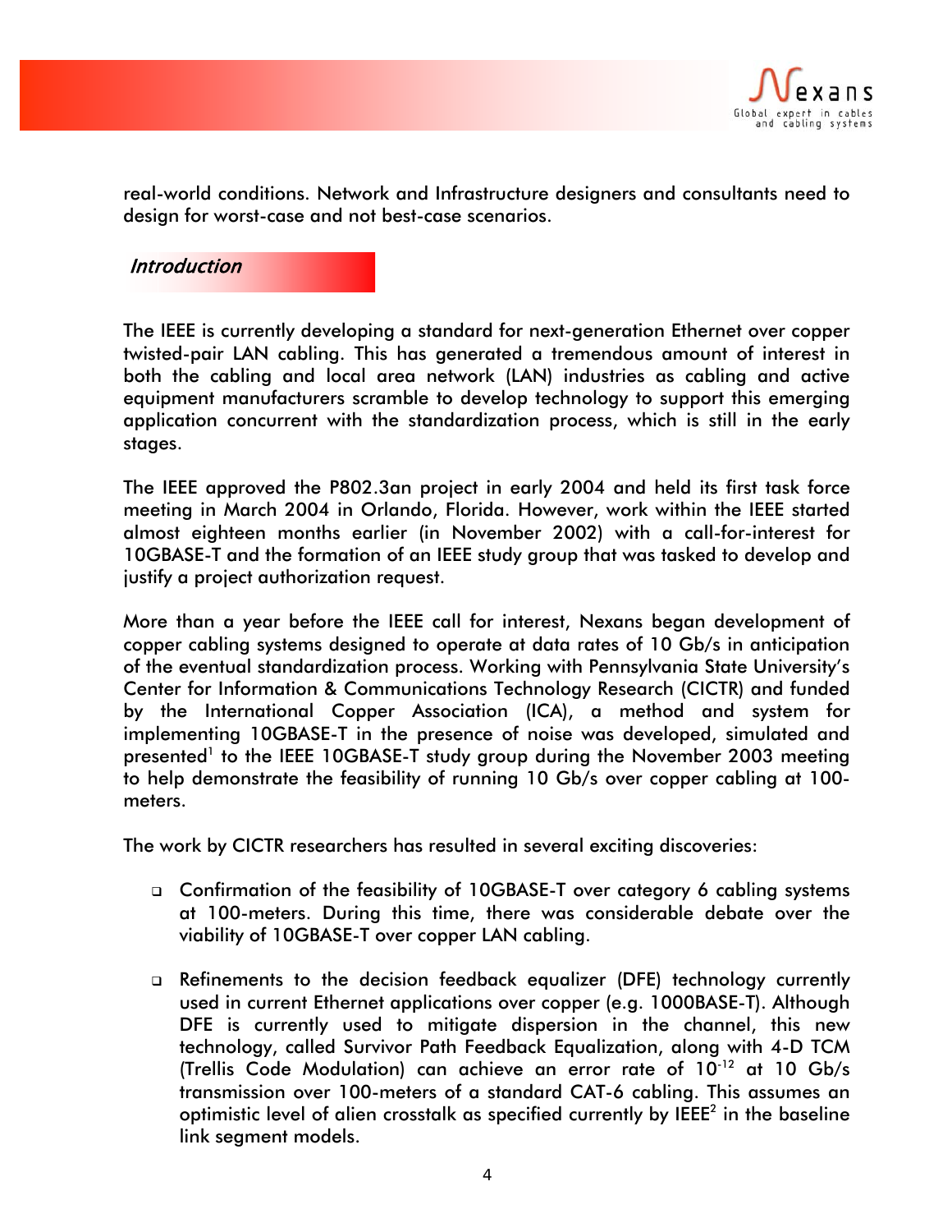real-world conditions. Network and Infrastructure designers and consultants need to design for worst-case and not best-case scenarios.

## *Introduction*

The IEEE is currently developing a standard for next-generation Ethernet over copper twisted-pair LAN cabling. This has generated a tremendous amount of interest in both the cabling and local area network (LAN) industries as cabling and active equipment manufacturers scramble to develop technology to support this emerging application concurrent with the standardization process, which is still in the early stages.

The IEEE approved the P802.3an project in early 2004 and held its first task force meeting in March 2004 in Orlando, Florida. However, work within the IEEE started almost eighteen months earlier (in November 2002) with a call-for-interest for 10GBASE-T and the formation of an IEEE study group that was tasked to develop and justify a project authorization request.

More than a year before the IEEE call for interest, Nexans began development of copper cabling systems designed to operate at data rates of 10 Gb/s in anticipation of the eventual standardization process. Working with Pennsylvania State University's Center for Information & Communications Technology Research (CICTR) and funded by the International Copper Association (ICA), a method and system for implementing 10GBASE-T in the presence of noise was developed, simulated and presented[1] to the IEEE 10GBASE-T study group during the November 2003 meeting to help demonstrate the feasibility of running 10 Gb/s over copper cabling at 100-meters.

The work by CICTR researchers has resulted in several exciting discoveries:

- Confirmation of the feasibility of 10GBASE-T over category 6 cabling systems at 100-meters. During this time, there was considerable debate over the viability of 10GBASE-T over copper LAN cabling.

- Refinements to the decision feedback equalizer (DFE) technology currently used in current Ethernet applications over copper (e.g. 1000BASE-T). Although DFE is currently used to mitigate dispersion in the channel, this new technology, called Survivor Path Feedback Equalization, along with 4-D TCM (Trellis Code Modulation) can achieve an error rate of $10^{-12}$ at 10 Gb/s transmission over 100-meters of a standard CAT-6 cabling. This assumes an optimistic level of alien crosstalk as specified currently by IEEE[2] in the baseline link segment models.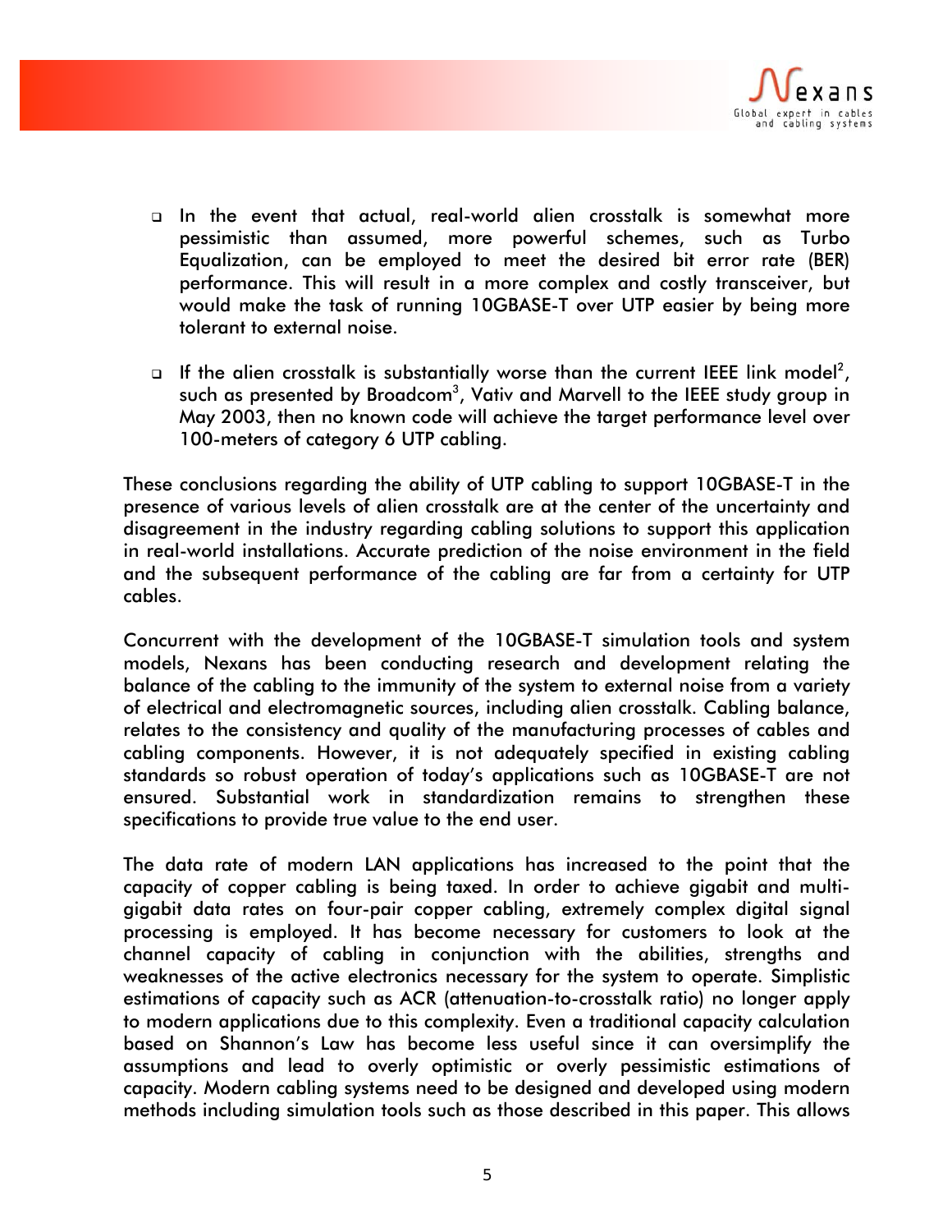- In the event that actual, real-world alien crosstalk is somewhat more pessimistic than assumed, more powerful schemes, such as Turbo Equalization, can be employed to meet the desired bit error rate (BER) performance. This will result in a more complex and costly transceiver, but would make the task of running 10GBASE-T over UTP easier by being more tolerant to external noise.

- If the alien crosstalk is substantially worse than the current IEEE link model[2], such as presented by Broadcom[3], Vativ and Marvell to the IEEE study group in May 2003, then no known code will achieve the target performance level over 100-meters of category 6 UTP cabling.

These conclusions regarding the ability of UTP cabling to support 10GBASE-T in the presence of various levels of alien crosstalk are at the center of the uncertainty and disagreement in the industry regarding cabling solutions to support this application in real-world installations. Accurate prediction of the noise environment in the field and the subsequent performance of the cabling are far from a certainty for UTP cables.

Concurrent with the development of the 10GBASE-T simulation tools and system models, Nexans has been conducting research and development relating the balance of the cabling to the immunity of the system to external noise from a variety of electrical and electromagnetic sources, including alien crosstalk. Cabling balance, relates to the consistency and quality of the manufacturing processes of cables and cabling components. However, it is not adequately specified in existing cabling standards so robust operation of today's applications such as 10GBASE-T are not ensured. Substantial work in standardization remains to strengthen these specifications to provide true value to the end user.

The data rate of modern LAN applications has increased to the point that the capacity of copper cabling is being taxed. In order to achieve gigabit and multi-gigabit data rates on four-pair copper cabling, extremely complex digital signal processing is employed. It has become necessary for customers to look at the channel capacity of cabling in conjunction with the abilities, strengths and weaknesses of the active electronics necessary for the system to operate. Simplistic estimations of capacity such as ACR (attenuation-to-crosstalk ratio) no longer apply to modern applications due to this complexity. Even a traditional capacity calculation based on Shannon's Law has become less useful since it can oversimplify the assumptions and lead to overly optimistic or overly pessimistic estimations of capacity. Modern cabling systems need to be designed and developed using modern methods including simulation tools such as those described in this paper. This allows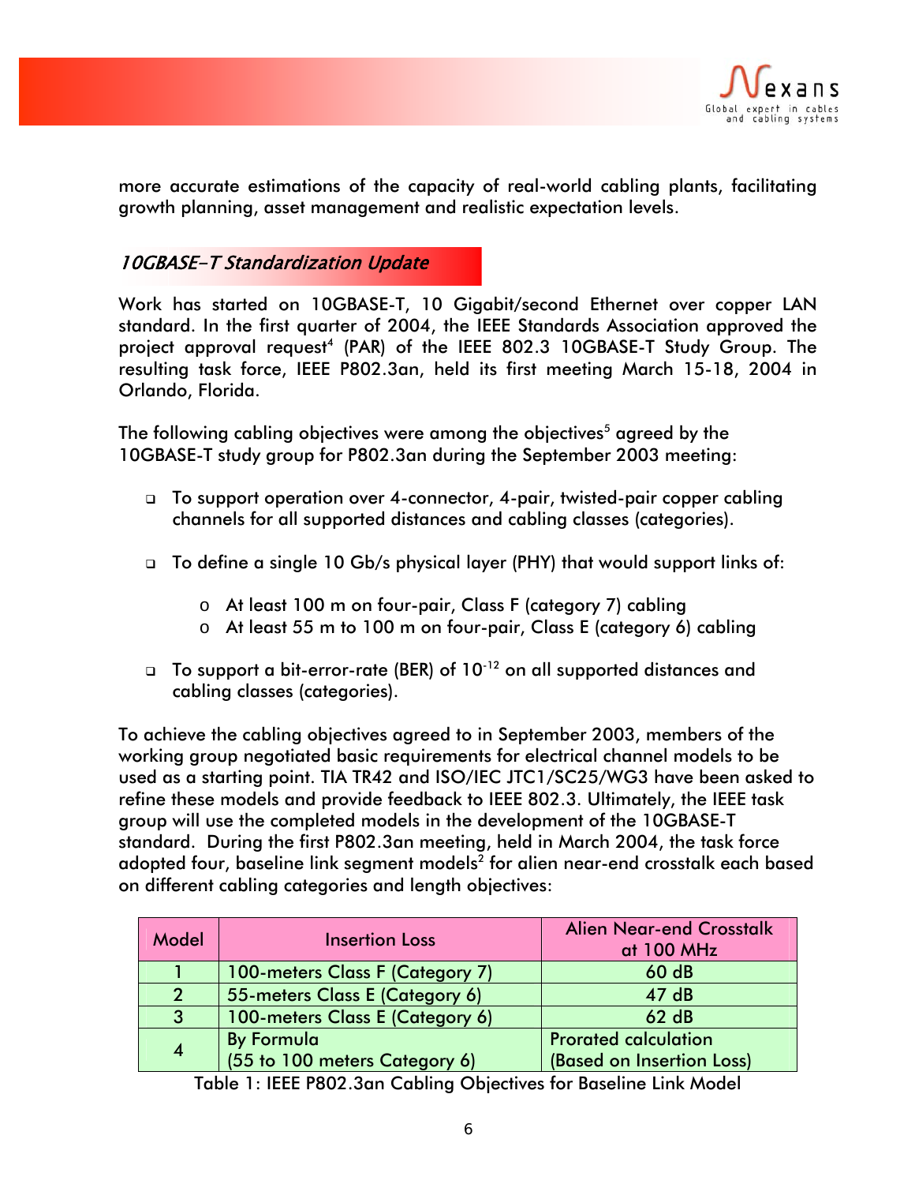more accurate estimations of the capacity of real-world cabling plants, facilitating growth planning, asset management and realistic expectation levels.

## *10GBASE-T Standardization Update*

Work has started on 10GBASE-T, 10 Gigabit/second Ethernet over copper LAN standard. In the first quarter of 2004, the IEEE Standards Association approved the project approval request[4] (PAR) of the IEEE 802.3 10GBASE-T Study Group. The resulting task force, IEEE P802.3an, held its first meeting March 15-18, 2004 in Orlando, Florida.

The following cabling objectives were among the objectives[5] agreed by the 10GBASE-T study group for P802.3an during the September 2003 meeting:

- To support operation over 4-connector, 4-pair, twisted-pair copper cabling channels for all supported distances and cabling classes (categories).
- To define a single 10 Gb/s physical layer (PHY) that would support links of:
  - At least 100 m on four-pair, Class F (category 7) cabling
  - At least 55 m to 100 m on four-pair, Class E (category 6) cabling
- To support a bit-error-rate (BER) of $10^{-12}$ on all supported distances and cabling classes (categories).

To achieve the cabling objectives agreed to in September 2003, members of the working group negotiated basic requirements for electrical channel models to be used as a starting point. TIA TR42 and ISO/IEC JTC1/SC25/WG3 have been asked to refine these models and provide feedback to IEEE 802.3. Ultimately, the IEEE task group will use the completed models in the development of the 10GBASE-T standard. During the first P802.3an meeting, held in March 2004, the task force adopted four, baseline link segment models[2] for alien near-end crosstalk each based on different cabling categories and length objectives:

| Model | Insertion Loss | Alien Near-end Crosstalk at 100 MHz |
|---|---|---|
| 1 | 100-meters Class F (Category 7) | 60 dB |
| 2 | 55-meters Class E (Category 6) | 47 dB |
| 3 | 100-meters Class E (Category 6) | 62 dB |
| 4 | By Formula (55 to 100 meters Category 6) | Prorated calculation (Based on Insertion Loss) |

Table 1: IEEE P802.3an Cabling Objectives for Baseline Link Model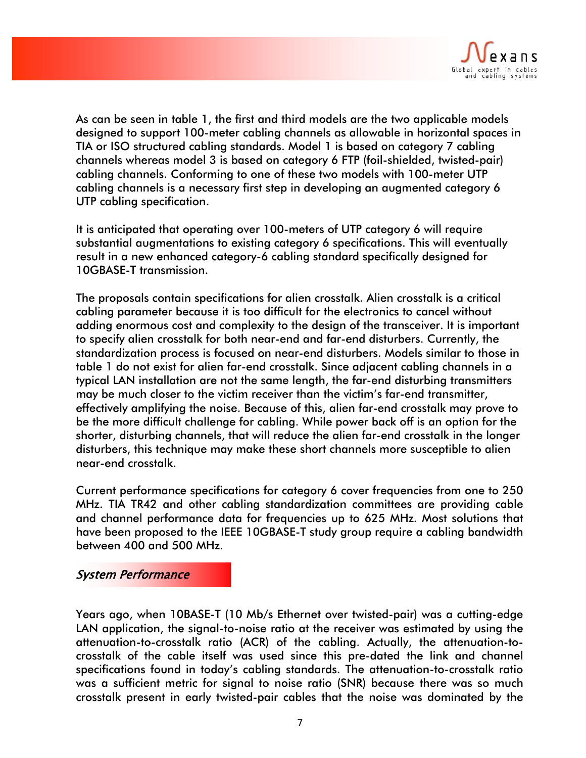As can be seen in table 1, the first and third models are the two applicable models designed to support 100-meter cabling channels as allowable in horizontal spaces in TIA or ISO structured cabling standards. Model 1 is based on category 7 cabling channels whereas model 3 is based on category 6 FTP (foil-shielded, twisted-pair) cabling channels. Conforming to one of these two models with 100-meter UTP cabling channels is a necessary first step in developing an augmented category 6 UTP cabling specification.

It is anticipated that operating over 100-meters of UTP category 6 will require substantial augmentations to existing category 6 specifications. This will eventually result in a new enhanced category-6 cabling standard specifically designed for 10GBASE-T transmission.

The proposals contain specifications for alien crosstalk. Alien crosstalk is a critical cabling parameter because it is too difficult for the electronics to cancel without adding enormous cost and complexity to the design of the transceiver. It is important to specify alien crosstalk for both near-end and far-end disturbers. Currently, the standardization process is focused on near-end disturbers. Models similar to those in table 1 do not exist for alien far-end crosstalk. Since adjacent cabling channels in a typical LAN installation are not the same length, the far-end disturbing transmitters may be much closer to the victim receiver than the victim's far-end transmitter, effectively amplifying the noise. Because of this, alien far-end crosstalk may prove to be the more difficult challenge for cabling. While power back off is an option for the shorter, disturbing channels, that will reduce the alien far-end crosstalk in the longer disturbers, this technique may make these short channels more susceptible to alien near-end crosstalk.

Current performance specifications for category 6 cover frequencies from one to 250 MHz. TIA TR42 and other cabling standardization committees are providing cable and channel performance data for frequencies up to 625 MHz. Most solutions that have been proposed to the IEEE 10GBASE-T study group require a cabling bandwidth between 400 and 500 MHz.

## *System Performance*

Years ago, when 10BASE-T (10 Mb/s Ethernet over twisted-pair) was a cutting-edge LAN application, the signal-to-noise ratio at the receiver was estimated by using the attenuation-to-crosstalk ratio (ACR) of the cabling. Actually, the attenuation-to-crosstalk of the cable itself was used since this pre-dated the link and channel specifications found in today's cabling standards. The attenuation-to-crosstalk ratio was a sufficient metric for signal to noise ratio (SNR) because there was so much crosstalk present in early twisted-pair cables that the noise was dominated by the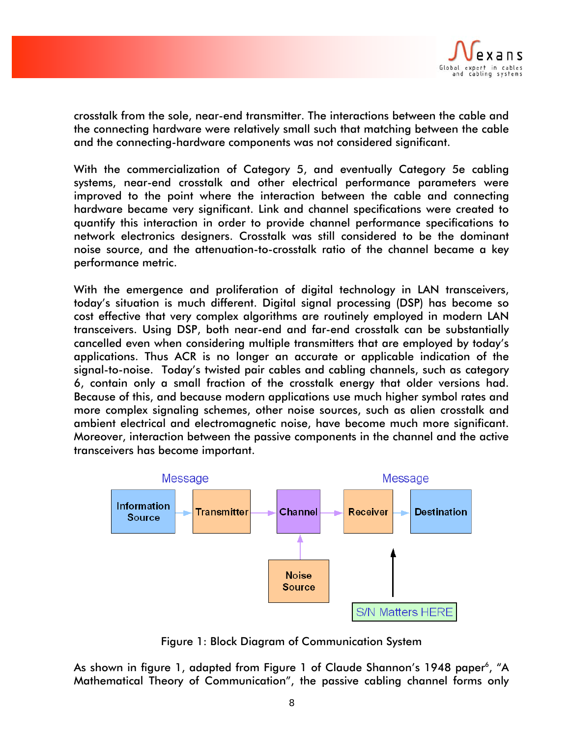crosstalk from the sole, near-end transmitter. The interactions between the cable and the connecting hardware were relatively small such that matching between the cable and the connecting-hardware components was not considered significant.

With the commercialization of Category 5, and eventually Category 5e cabling systems, near-end crosstalk and other electrical performance parameters were improved to the point where the interaction between the cable and connecting hardware became very significant. Link and channel specifications were created to quantify this interaction in order to provide channel performance specifications to network electronics designers. Crosstalk was still considered to be the dominant noise source, and the attenuation-to-crosstalk ratio of the channel became a key performance metric.

With the emergence and proliferation of digital technology in LAN transceivers, today's situation is much different. Digital signal processing (DSP) has become so cost effective that very complex algorithms are routinely employed in modern LAN transceivers. Using DSP, both near-end and far-end crosstalk can be substantially cancelled even when considering multiple transmitters that are employed by today's applications. Thus ACR is no longer an accurate or applicable indication of the signal-to-noise. Today's twisted pair cables and cabling channels, such as category 6, contain only a small fraction of the crosstalk energy that older versions had. Because of this, and because modern applications use much higher symbol rates and more complex signaling schemes, other noise sources, such as alien crosstalk and ambient electrical and electromagnetic noise, have become much more significant. Moreover, interaction between the passive components in the channel and the active transceivers has become important.

Figure 1: Block Diagram of Communication System

As shown in figure 1, adapted from Figure 1 of Claude Shannon's 1948 paper[6], "A Mathematical Theory of Communication", the passive cabling channel forms only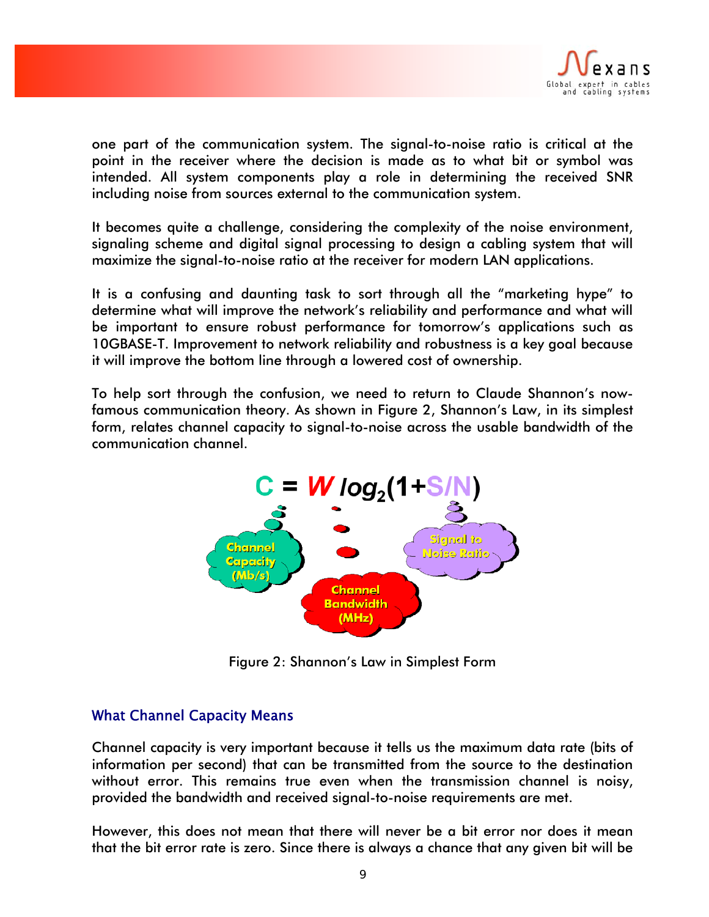one part of the communication system. The signal-to-noise ratio is critical at the point in the receiver where the decision is made as to what bit or symbol was intended. All system components play a role in determining the received SNR including noise from sources external to the communication system.

It becomes quite a challenge, considering the complexity of the noise environment, signaling scheme and digital signal processing to design a cabling system that will maximize the signal-to-noise ratio at the receiver for modern LAN applications.

It is a confusing and daunting task to sort through all the "marketing hype" to determine what will improve the network's reliability and performance and what will be important to ensure robust performance for tomorrow's applications such as 10GBASE-T. Improvement to network reliability and robustness is a key goal because it will improve the bottom line through a lowered cost of ownership.

To help sort through the confusion, we need to return to Claude Shannon's now-famous communication theory. As shown in Figure 2, Shannon's Law, in its simplest form, relates channel capacity to signal-to-noise across the usable bandwidth of the communication channel.

$$C = W \log_2(1+S/N)$$

Channel Capacity (Mb/s)

Channel Bandwidth (MHz)

Signal to Noise Ratio

Figure 2: Shannon's Law in Simplest Form

### What Channel Capacity Means

Channel capacity is very important because it tells us the maximum data rate (bits of information per second) that can be transmitted from the source to the destination without error. This remains true even when the transmission channel is noisy, provided the bandwidth and received signal-to-noise requirements are met.

However, this does not mean that there will never be a bit error nor does it mean that the bit error rate is zero. Since there is always a chance that any given bit will be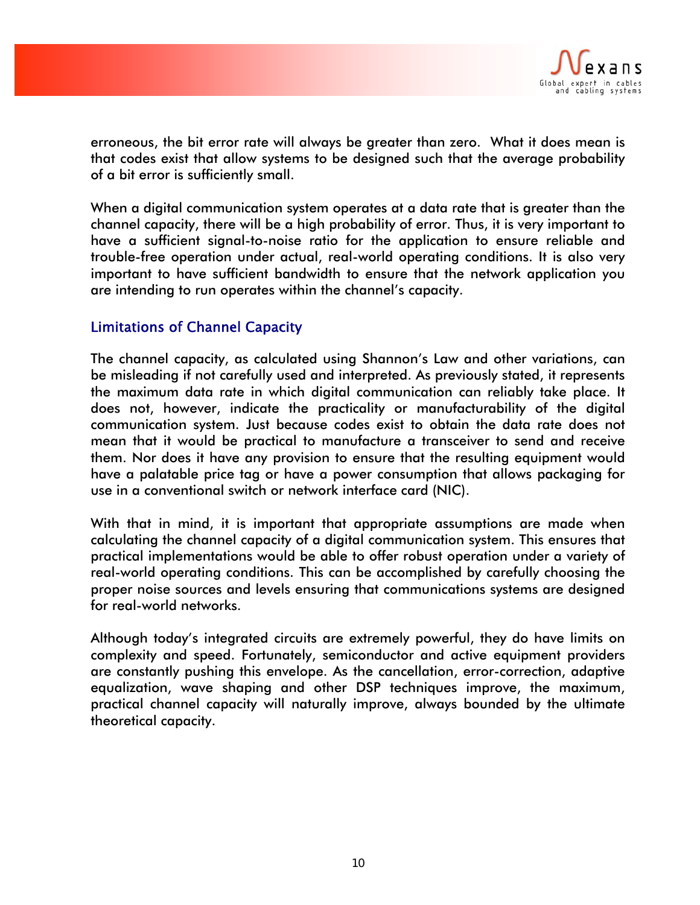erroneous, the bit error rate will always be greater than zero. What it does mean is that codes exist that allow systems to be designed such that the average probability of a bit error is sufficiently small.

When a digital communication system operates at a data rate that is greater than the channel capacity, there will be a high probability of error. Thus, it is very important to have a sufficient signal-to-noise ratio for the application to ensure reliable and trouble-free operation under actual, real-world operating conditions. It is also very important to have sufficient bandwidth to ensure that the network application you are intending to run operates within the channel's capacity.

## Limitations of Channel Capacity

The channel capacity, as calculated using Shannon's Law and other variations, can be misleading if not carefully used and interpreted. As previously stated, it represents the maximum data rate in which digital communication can reliably take place. It does not, however, indicate the practicality or manufacturability of the digital communication system. Just because codes exist to obtain the data rate does not mean that it would be practical to manufacture a transceiver to send and receive them. Nor does it have any provision to ensure that the resulting equipment would have a palatable price tag or have a power consumption that allows packaging for use in a conventional switch or network interface card (NIC).

With that in mind, it is important that appropriate assumptions are made when calculating the channel capacity of a digital communication system. This ensures that practical implementations would be able to offer robust operation under a variety of real-world operating conditions. This can be accomplished by carefully choosing the proper noise sources and levels ensuring that communications systems are designed for real-world networks.

Although today's integrated circuits are extremely powerful, they do have limits on complexity and speed. Fortunately, semiconductor and active equipment providers are constantly pushing this envelope. As the cancellation, error-correction, adaptive equalization, wave shaping and other DSP techniques improve, the maximum, practical channel capacity will naturally improve, always bounded by the ultimate theoretical capacity.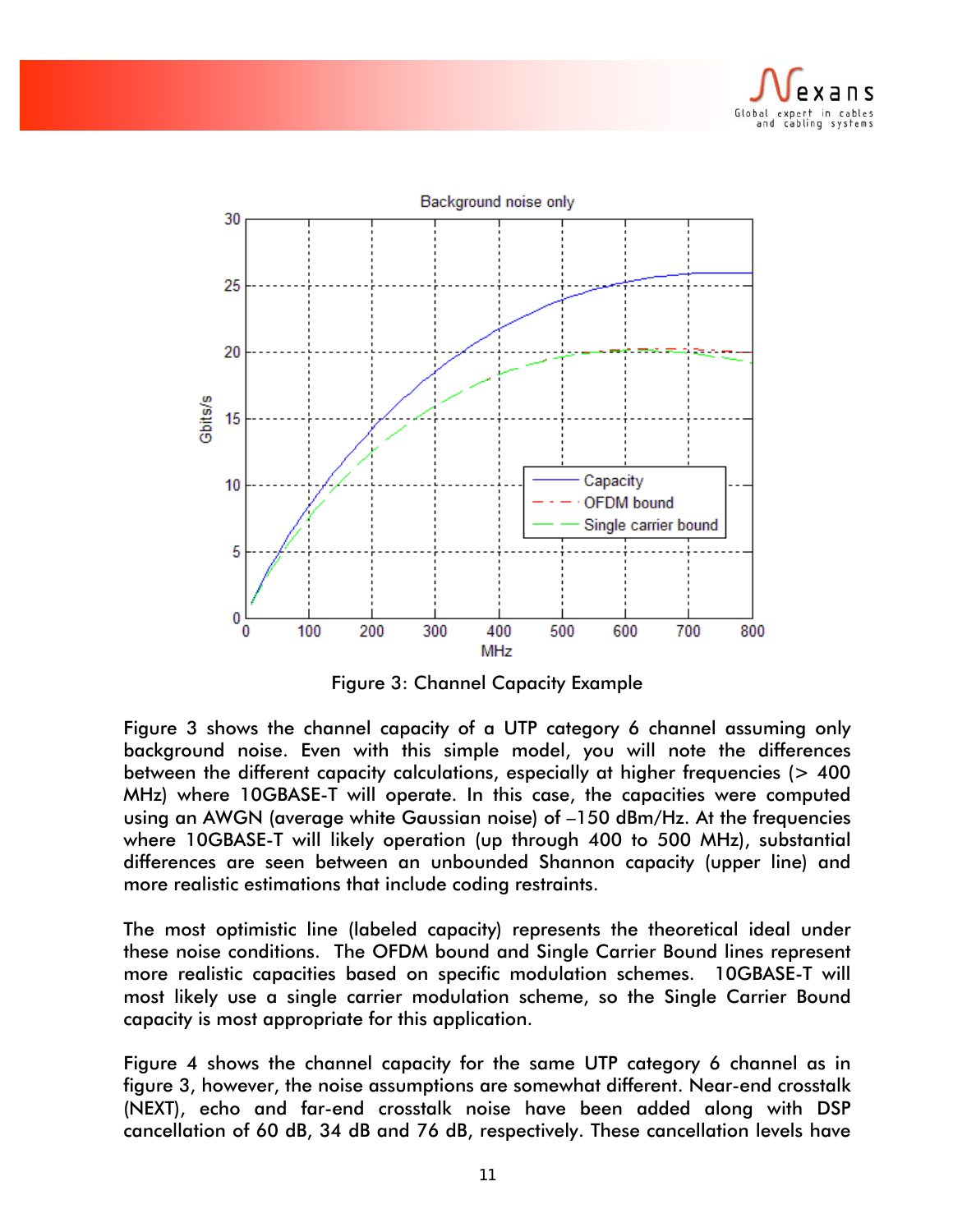Figure 3: Channel Capacity Example

Figure 3 shows the channel capacity of a UTP category 6 channel assuming only background noise. Even with this simple model, you will note the differences between the different capacity calculations, especially at higher frequencies (> 400 MHz) where 10GBASE-T will operate. In this case, the capacities were computed using an AWGN (average white Gaussian noise) of –150 dBm/Hz. At the frequencies where 10GBASE-T will likely operation (up through 400 to 500 MHz), substantial differences are seen between an unbounded Shannon capacity (upper line) and more realistic estimations that include coding restraints.

The most optimistic line (labeled capacity) represents the theoretical ideal under these noise conditions. The OFDM bound and Single Carrier Bound lines represent more realistic capacities based on specific modulation schemes. 10GBASE-T will most likely use a single carrier modulation scheme, so the Single Carrier Bound capacity is most appropriate for this application.

Figure 4 shows the channel capacity for the same UTP category 6 channel as in figure 3, however, the noise assumptions are somewhat different. Near-end crosstalk (NEXT), echo and far-end crosstalk noise have been added along with DSP cancellation of 60 dB, 34 dB and 76 dB, respectively. These cancellation levels have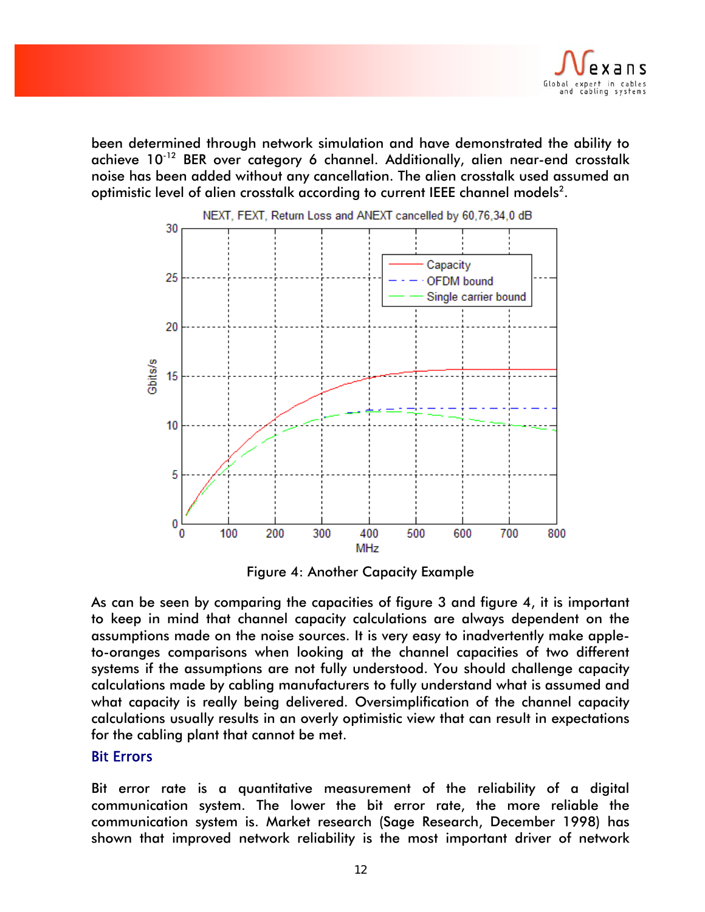been determined through network simulation and have demonstrated the ability to achieve $10^{-12}$ BER over category 6 channel. Additionally, alien near-end crosstalk noise has been added without any cancellation. The alien crosstalk used assumed an optimistic level of alien crosstalk according to current IEEE channel models[2].

Figure 4: Another Capacity Example

As can be seen by comparing the capacities of figure 3 and figure 4, it is important to keep in mind that channel capacity calculations are always dependent on the assumptions made on the noise sources. It is very easy to inadvertently make apple-to-oranges comparisons when looking at the channel capacities of two different systems if the assumptions are not fully understood. You should challenge capacity calculations made by cabling manufacturers to fully understand what is assumed and what capacity is really being delivered. Oversimplification of the channel capacity calculations usually results in an overly optimistic view that can result in expectations for the cabling plant that cannot be met.

## Bit Errors

Bit error rate is a quantitative measurement of the reliability of a digital communication system. The lower the bit error rate, the more reliable the communication system is. Market research (Sage Research, December 1998) has shown that improved network reliability is the most important driver of network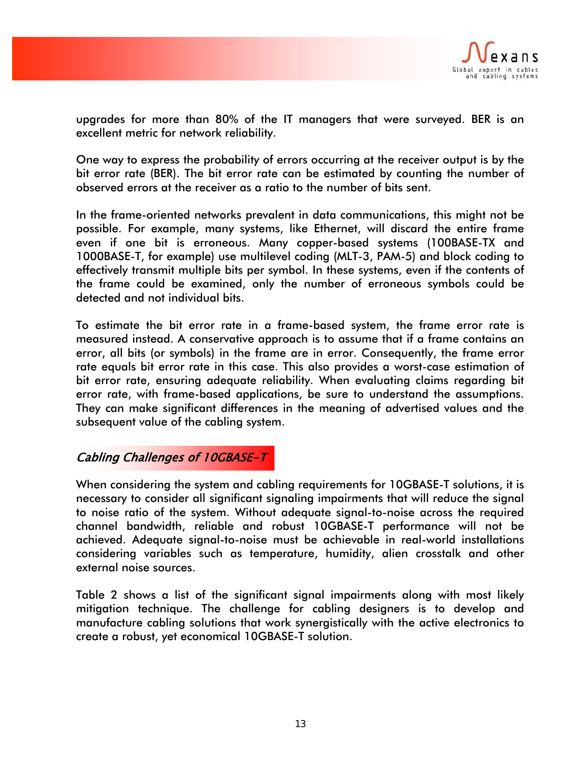upgrades for more than 80% of the IT managers that were surveyed. BER is an excellent metric for network reliability.

One way to express the probability of errors occurring at the receiver output is by the bit error rate (BER). The bit error rate can be estimated by counting the number of observed errors at the receiver as a ratio to the number of bits sent.

In the frame-oriented networks prevalent in data communications, this might not be possible. For example, many systems, like Ethernet, will discard the entire frame even if one bit is erroneous. Many copper-based systems (100BASE-TX and 1000BASE-T, for example) use multilevel coding (MLT-3, PAM-5) and block coding to effectively transmit multiple bits per symbol. In these systems, even if the contents of the frame could be examined, only the number of erroneous symbols could be detected and not individual bits.

To estimate the bit error rate in a frame-based system, the frame error rate is measured instead. A conservative approach is to assume that if a frame contains an error, all bits (or symbols) in the frame are in error. Consequently, the frame error rate equals bit error rate in this case. This also provides a worst-case estimation of bit error rate, ensuring adequate reliability. When evaluating claims regarding bit error rate, with frame-based applications, be sure to understand the assumptions. They can make significant differences in the meaning of advertised values and the subsequent value of the cabling system.

## *Cabling Challenges of 10GBASE-T*

When considering the system and cabling requirements for 10GBASE-T solutions, it is necessary to consider all significant signaling impairments that will reduce the signal to noise ratio of the system. Without adequate signal-to-noise across the required channel bandwidth, reliable and robust 10GBASE-T performance will not be achieved. Adequate signal-to-noise must be achievable in real-world installations considering variables such as temperature, humidity, alien crosstalk and other external noise sources.

Table 2 shows a list of the significant signal impairments along with most likely mitigation technique. The challenge for cabling designers is to develop and manufacture cabling solutions that work synergistically with the active electronics to create a robust, yet economical 10GBASE-T solution.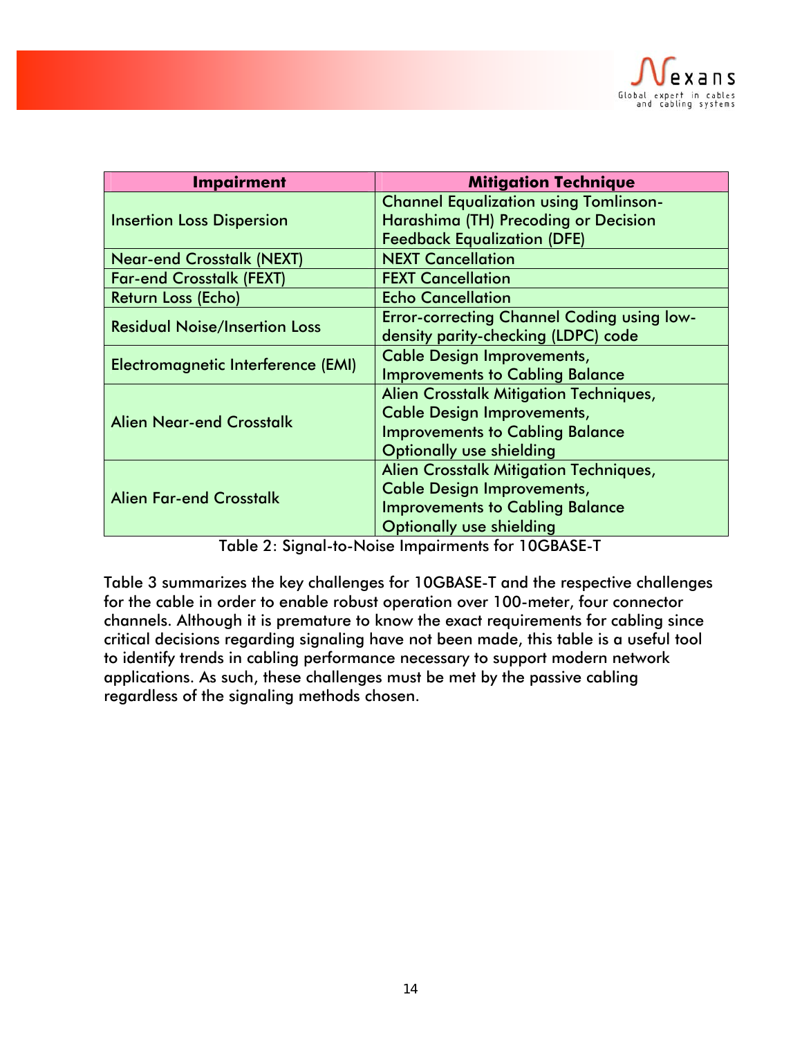| Impairment | Mitigation Technique |
| --- | --- |
| Insertion Loss Dispersion | Channel Equalization using Tomlinson-Harashima (TH) Precoding or Decision Feedback Equalization (DFE) |
| Near-end Crosstalk (NEXT) | NEXT Cancellation |
| Far-end Crosstalk (FEXT) | FEXT Cancellation |
| Return Loss (Echo) | Echo Cancellation |
| Residual Noise/Insertion Loss | Error-correcting Channel Coding using low-density parity-checking (LDPC) code |
| Electromagnetic Interference (EMI) | Cable Design Improvements, Improvements to Cabling Balance |
| Alien Near-end Crosstalk | Alien Crosstalk Mitigation Techniques, Cable Design Improvements, Improvements to Cabling Balance Optionally use shielding |
| Alien Far-end Crosstalk | Alien Crosstalk Mitigation Techniques, Cable Design Improvements, Improvements to Cabling Balance Optionally use shielding |

Table 2: Signal-to-Noise Impairments for 10GBASE-T

Table 3 summarizes the key challenges for 10GBASE-T and the respective challenges for the cable in order to enable robust operation over 100-meter, four connector channels. Although it is premature to know the exact requirements for cabling since critical decisions regarding signaling have not been made, this table is a useful tool to identify trends in cabling performance necessary to support modern network applications. As such, these challenges must be met by the passive cabling regardless of the signaling methods chosen.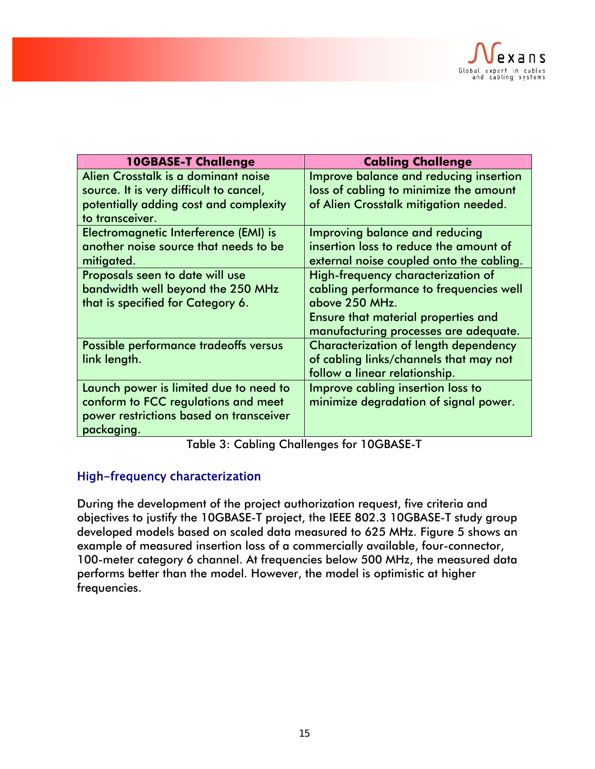| 10GBASE-T Challenge | Cabling Challenge |
| --- | --- |
| Alien Crosstalk is a dominant noise source. It is very difficult to cancel, potentially adding cost and complexity to transceiver. | Improve balance and reducing insertion loss of cabling to minimize the amount of Alien Crosstalk mitigation needed. |
| Electromagnetic Interference (EMI) is another noise source that needs to be mitigated. | Improving balance and reducing insertion loss to reduce the amount of external noise coupled onto the cabling. |
| Proposals seen to date will use bandwidth well beyond the 250 MHz that is specified for Category 6. | High-frequency characterization of cabling performance to frequencies well above 250 MHz.<br>Ensure that material properties and manufacturing processes are adequate. |
| Possible performance tradeoffs versus link length. | Characterization of length dependency of cabling links/channels that may not follow a linear relationship. |
| Launch power is limited due to need to conform to FCC regulations and meet power restrictions based on transceiver packaging. | Improve cabling insertion loss to minimize degradation of signal power. |

Table 3: Cabling Challenges for 10GBASE-T

## High-frequency characterization

During the development of the project authorization request, five criteria and objectives to justify the 10GBASE-T project, the IEEE 802.3 10GBASE-T study group developed models based on scaled data measured to 625 MHz. Figure 5 shows an example of measured insertion loss of a commercially available, four-connector, 100-meter category 6 channel. At frequencies below 500 MHz, the measured data performs better than the model. However, the model is optimistic at higher frequencies.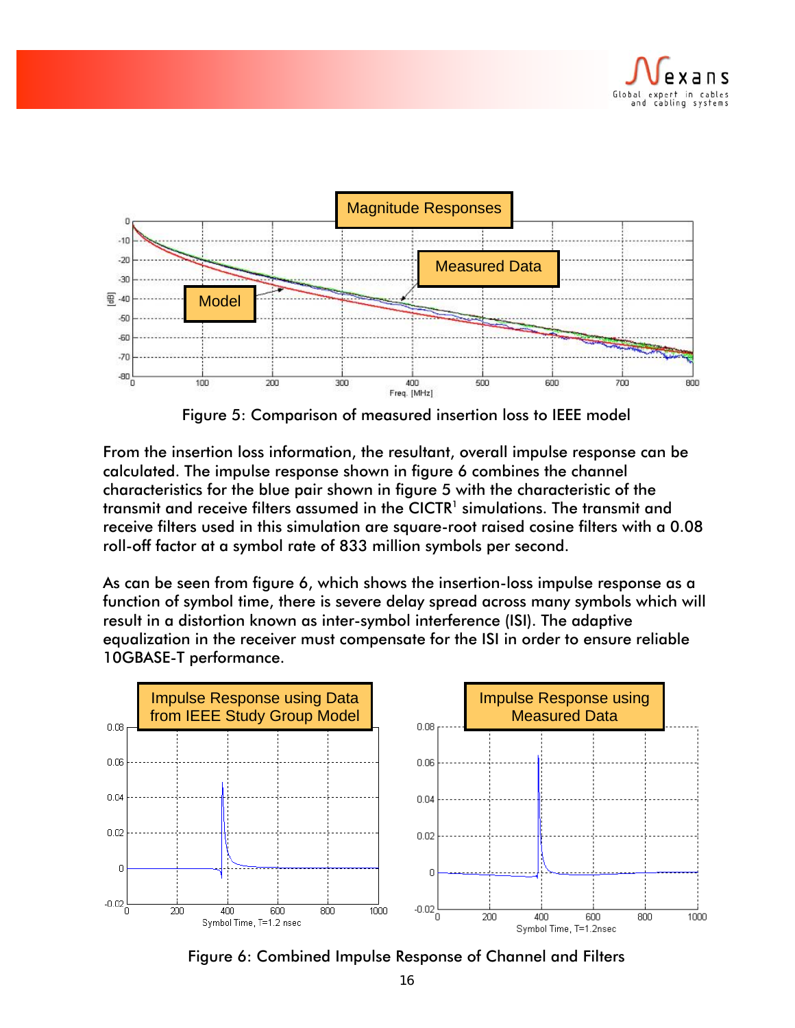Figure 5: Comparison of measured insertion loss to IEEE model

From the insertion loss information, the resultant, overall impulse response can be calculated. The impulse response shown in figure 6 combines the channel characteristics for the blue pair shown in figure 5 with the characteristic of the transmit and receive filters assumed in the CICTR[1] simulations. The transmit and receive filters used in this simulation are square-root raised cosine filters with a 0.08 roll-off factor at a symbol rate of 833 million symbols per second.

As can be seen from figure 6, which shows the insertion-loss impulse response as a function of symbol time, there is severe delay spread across many symbols which will result in a distortion known as inter-symbol interference (ISI). The adaptive equalization in the receiver must compensate for the ISI in order to ensure reliable 10GBASE-T performance.

Figure 6: Combined Impulse Response of Channel and Filters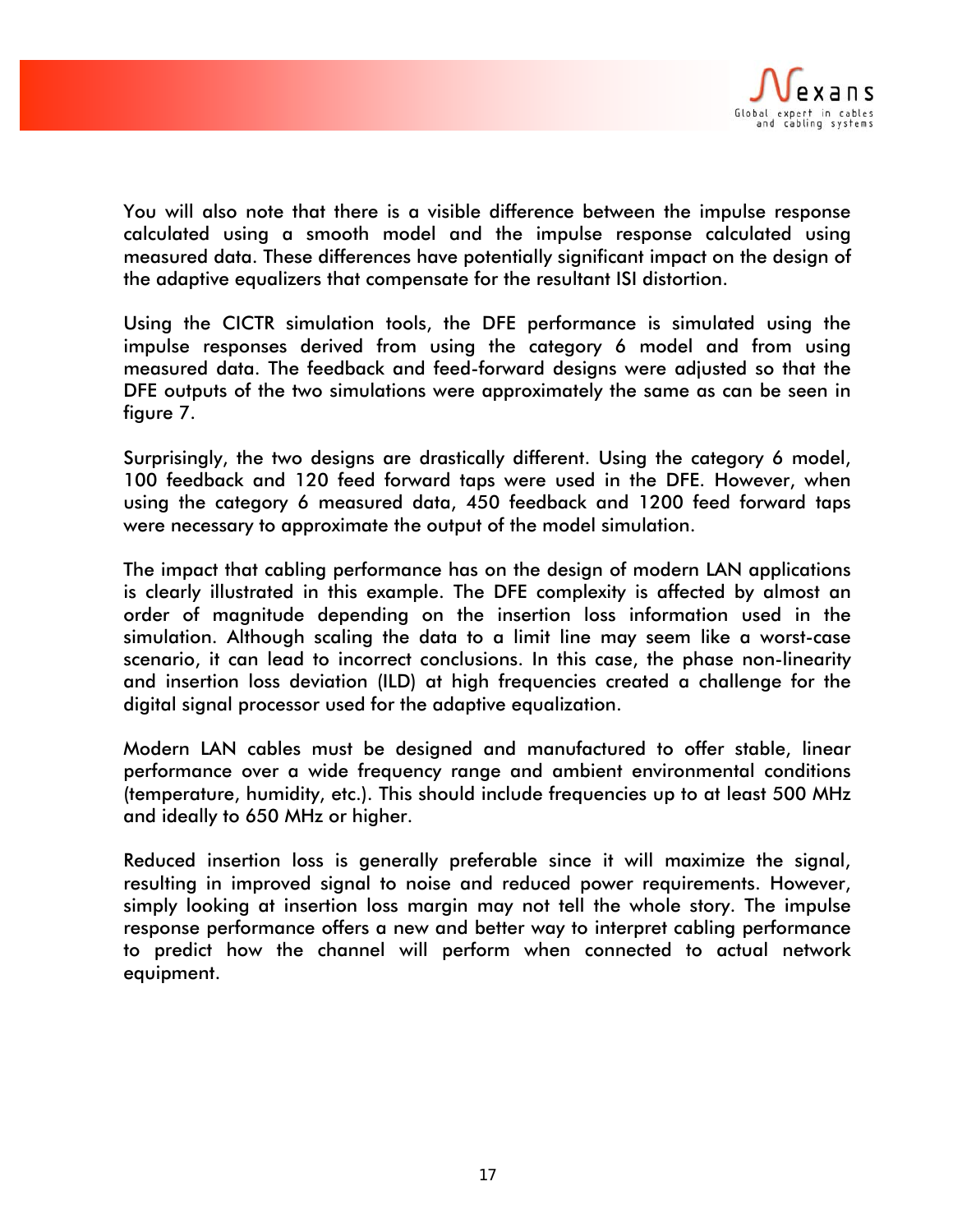You will also note that there is a visible difference between the impulse response calculated using a smooth model and the impulse response calculated using measured data. These differences have potentially significant impact on the design of the adaptive equalizers that compensate for the resultant ISI distortion.

Using the CICTR simulation tools, the DFE performance is simulated using the impulse responses derived from using the category 6 model and from using measured data. The feedback and feed-forward designs were adjusted so that the DFE outputs of the two simulations were approximately the same as can be seen in figure 7.

Surprisingly, the two designs are drastically different. Using the category 6 model, 100 feedback and 120 feed forward taps were used in the DFE. However, when using the category 6 measured data, 450 feedback and 1200 feed forward taps were necessary to approximate the output of the model simulation.

The impact that cabling performance has on the design of modern LAN applications is clearly illustrated in this example. The DFE complexity is affected by almost an order of magnitude depending on the insertion loss information used in the simulation. Although scaling the data to a limit line may seem like a worst-case scenario, it can lead to incorrect conclusions. In this case, the phase non-linearity and insertion loss deviation (ILD) at high frequencies created a challenge for the digital signal processor used for the adaptive equalization.

Modern LAN cables must be designed and manufactured to offer stable, linear performance over a wide frequency range and ambient environmental conditions (temperature, humidity, etc.). This should include frequencies up to at least 500 MHz and ideally to 650 MHz or higher.

Reduced insertion loss is generally preferable since it will maximize the signal, resulting in improved signal to noise and reduced power requirements. However, simply looking at insertion loss margin may not tell the whole story. The impulse response performance offers a new and better way to interpret cabling performance to predict how the channel will perform when connected to actual network equipment.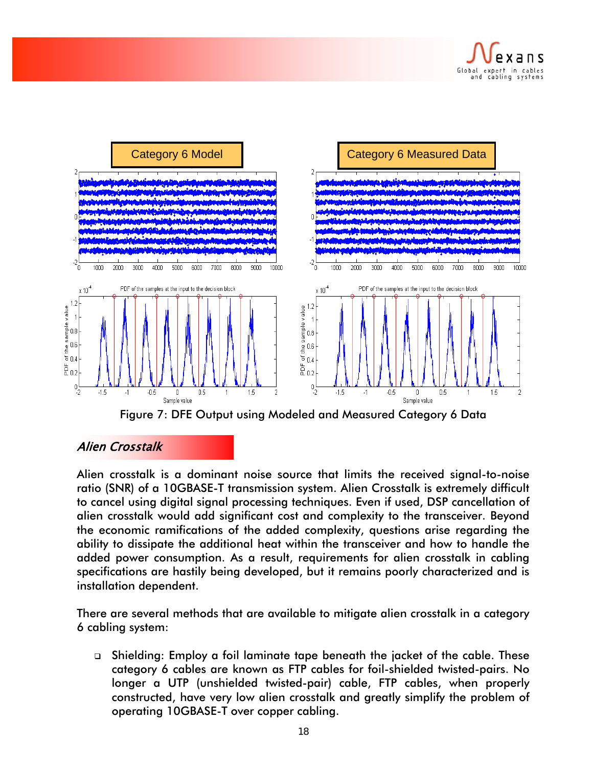Figure 7: DFE Output using Modeled and Measured Category 6 Data

## *Alien Crosstalk*

Alien crosstalk is a dominant noise source that limits the received signal-to-noise ratio (SNR) of a 10GBASE-T transmission system. Alien Crosstalk is extremely difficult to cancel using digital signal processing techniques. Even if used, DSP cancellation of alien crosstalk would add significant cost and complexity to the transceiver. Beyond the economic ramifications of the added complexity, questions arise regarding the ability to dissipate the additional heat within the transceiver and how to handle the added power consumption. As a result, requirements for alien crosstalk in cabling specifications are hastily being developed, but it remains poorly characterized and is installation dependent.

There are several methods that are available to mitigate alien crosstalk in a category 6 cabling system:

- Shielding: Employ a foil laminate tape beneath the jacket of the cable. These category 6 cables are known as FTP cables for foil-shielded twisted-pairs. No longer a UTP (unshielded twisted-pair) cable, FTP cables, when properly constructed, have very low alien crosstalk and greatly simplify the problem of operating 10GBASE-T over copper cabling.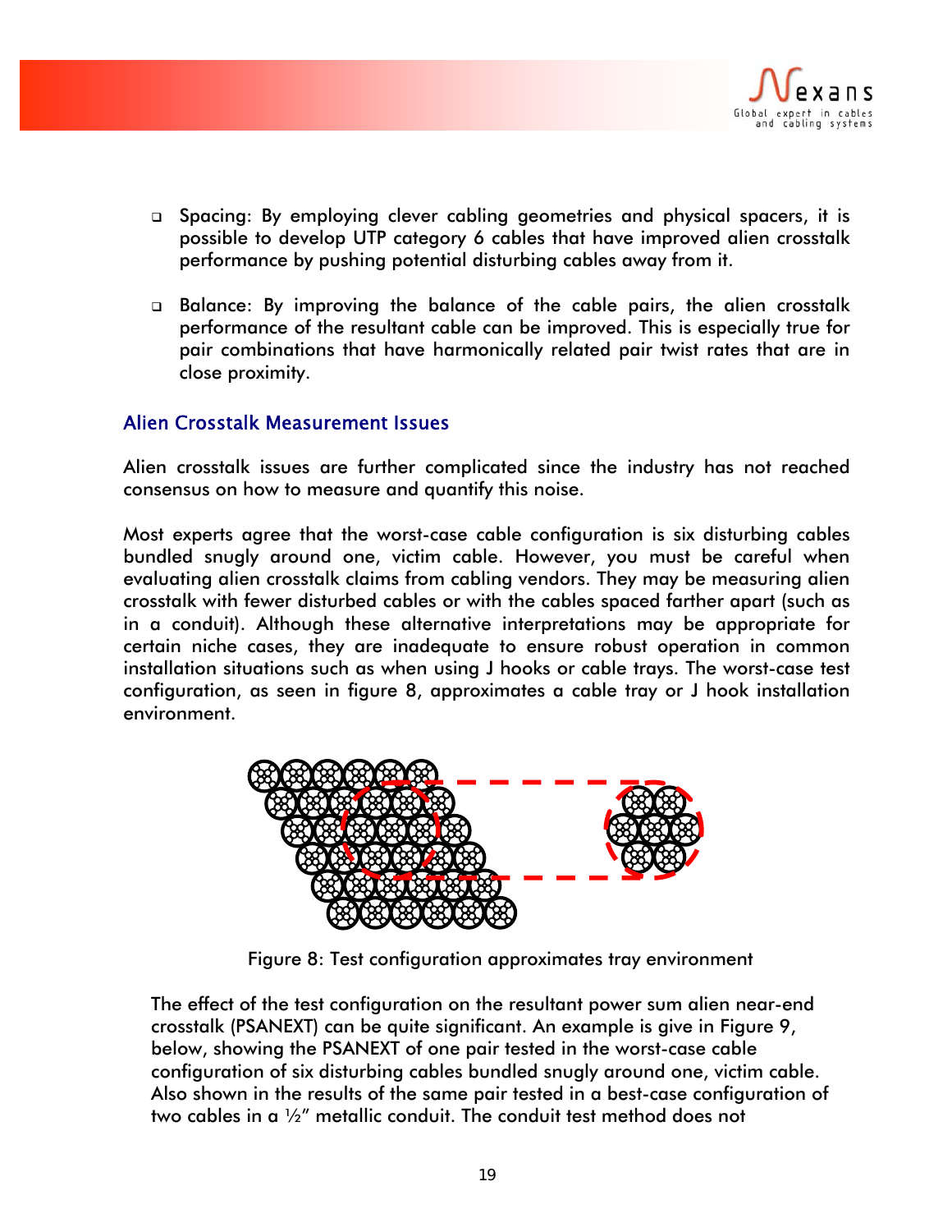- Spacing: By employing clever cabling geometries and physical spacers, it is possible to develop UTP category 6 cables that have improved alien crosstalk performance by pushing potential disturbing cables away from it.
- Balance: By improving the balance of the cable pairs, the alien crosstalk performance of the resultant cable can be improved. This is especially true for pair combinations that have harmonically related pair twist rates that are in close proximity.

## Alien Crosstalk Measurement Issues

Alien crosstalk issues are further complicated since the industry has not reached consensus on how to measure and quantify this noise.

Most experts agree that the worst-case cable configuration is six disturbing cables bundled snugly around one, victim cable. However, you must be careful when evaluating alien crosstalk claims from cabling vendors. They may be measuring alien crosstalk with fewer disturbed cables or with the cables spaced farther apart (such as in a conduit). Although these alternative interpretations may be appropriate for certain niche cases, they are inadequate to ensure robust operation in common installation situations such as when using J hooks or cable trays. The worst-case test configuration, as seen in figure 8, approximates a cable tray or J hook installation environment.

Figure 8: Test configuration approximates tray environment

The effect of the test configuration on the resultant power sum alien near-end crosstalk (PSANEXT) can be quite significant. An example is give in Figure 9, below, showing the PSANEXT of one pair tested in the worst-case cable configuration of six disturbing cables bundled snugly around one, victim cable. Also shown in the results of the same pair tested in a best-case configuration of two cables in a ½" metallic conduit. The conduit test method does not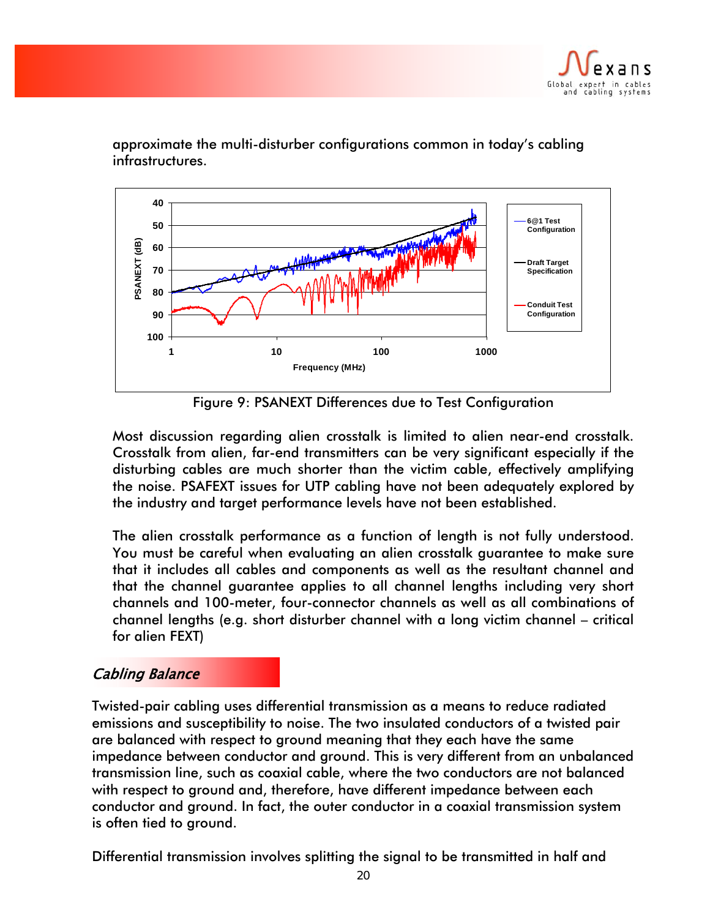approximate the multi-disturber configurations common in today's cabling infrastructures.

Figure 9: PSANEXT Differences due to Test Configuration

Most discussion regarding alien crosstalk is limited to alien near-end crosstalk. Crosstalk from alien, far-end transmitters can be very significant especially if the disturbing cables are much shorter than the victim cable, effectively amplifying the noise. PSAFEXT issues for UTP cabling have not been adequately explored by the industry and target performance levels have not been established.

The alien crosstalk performance as a function of length is not fully understood. You must be careful when evaluating an alien crosstalk guarantee to make sure that it includes all cables and components as well as the resultant channel and that the channel guarantee applies to all channel lengths including very short channels and 100-meter, four-connector channels as well as all combinations of channel lengths (e.g. short disturber channel with a long victim channel – critical for alien FEXT)

## *Cabling Balance*

Twisted-pair cabling uses differential transmission as a means to reduce radiated emissions and susceptibility to noise. The two insulated conductors of a twisted pair are balanced with respect to ground meaning that they each have the same impedance between conductor and ground. This is very different from an unbalanced transmission line, such as coaxial cable, where the two conductors are not balanced with respect to ground and, therefore, have different impedance between each conductor and ground. In fact, the outer conductor in a coaxial transmission system is often tied to ground.

Differential transmission involves splitting the signal to be transmitted in half and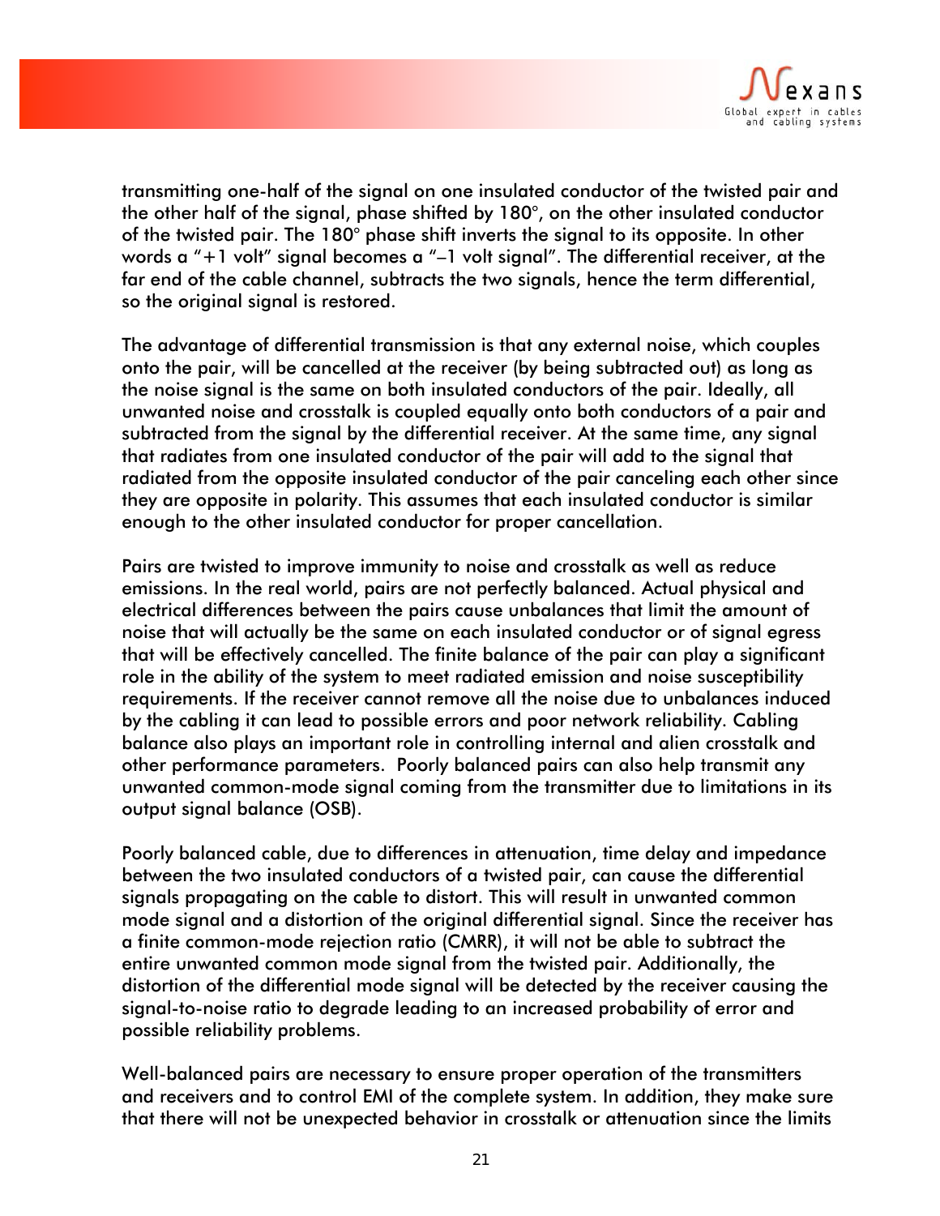transmitting one-half of the signal on one insulated conductor of the twisted pair and the other half of the signal, phase shifted by 180°, on the other insulated conductor of the twisted pair. The 180° phase shift inverts the signal to its opposite. In other words a "+1 volt" signal becomes a "–1 volt signal". The differential receiver, at the far end of the cable channel, subtracts the two signals, hence the term differential, so the original signal is restored.

The advantage of differential transmission is that any external noise, which couples onto the pair, will be cancelled at the receiver (by being subtracted out) as long as the noise signal is the same on both insulated conductors of the pair. Ideally, all unwanted noise and crosstalk is coupled equally onto both conductors of a pair and subtracted from the signal by the differential receiver. At the same time, any signal that radiates from one insulated conductor of the pair will add to the signal that radiated from the opposite insulated conductor of the pair canceling each other since they are opposite in polarity. This assumes that each insulated conductor is similar enough to the other insulated conductor for proper cancellation.

Pairs are twisted to improve immunity to noise and crosstalk as well as reduce emissions. In the real world, pairs are not perfectly balanced. Actual physical and electrical differences between the pairs cause unbalances that limit the amount of noise that will actually be the same on each insulated conductor or of signal egress that will be effectively cancelled. The finite balance of the pair can play a significant role in the ability of the system to meet radiated emission and noise susceptibility requirements. If the receiver cannot remove all the noise due to unbalances induced by the cabling it can lead to possible errors and poor network reliability. Cabling balance also plays an important role in controlling internal and alien crosstalk and other performance parameters. Poorly balanced pairs can also help transmit any unwanted common-mode signal coming from the transmitter due to limitations in its output signal balance (OSB).

Poorly balanced cable, due to differences in attenuation, time delay and impedance between the two insulated conductors of a twisted pair, can cause the differential signals propagating on the cable to distort. This will result in unwanted common mode signal and a distortion of the original differential signal. Since the receiver has a finite common-mode rejection ratio (CMRR), it will not be able to subtract the entire unwanted common mode signal from the twisted pair. Additionally, the distortion of the differential mode signal will be detected by the receiver causing the signal-to-noise ratio to degrade leading to an increased probability of error and possible reliability problems.

Well-balanced pairs are necessary to ensure proper operation of the transmitters and receivers and to control EMI of the complete system. In addition, they make sure that there will not be unexpected behavior in crosstalk or attenuation since the limits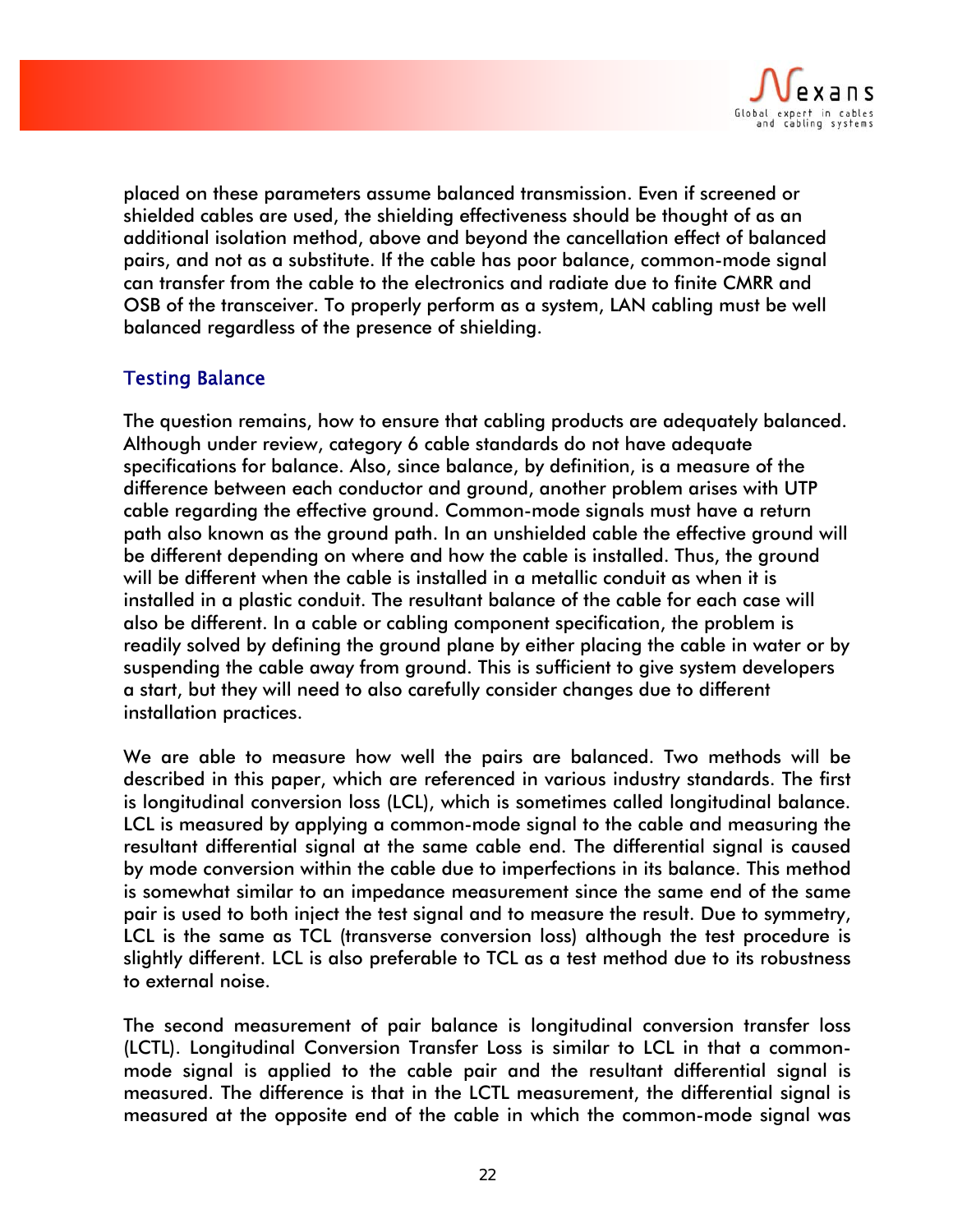placed on these parameters assume balanced transmission. Even if screened or shielded cables are used, the shielding effectiveness should be thought of as an additional isolation method, above and beyond the cancellation effect of balanced pairs, and not as a substitute. If the cable has poor balance, common-mode signal can transfer from the cable to the electronics and radiate due to finite CMRR and OSB of the transceiver. To properly perform as a system, LAN cabling must be well balanced regardless of the presence of shielding.

## Testing Balance

The question remains, how to ensure that cabling products are adequately balanced. Although under review, category 6 cable standards do not have adequate specifications for balance. Also, since balance, by definition, is a measure of the difference between each conductor and ground, another problem arises with UTP cable regarding the effective ground. Common-mode signals must have a return path also known as the ground path. In an unshielded cable the effective ground will be different depending on where and how the cable is installed. Thus, the ground will be different when the cable is installed in a metallic conduit as when it is installed in a plastic conduit. The resultant balance of the cable for each case will also be different. In a cable or cabling component specification, the problem is readily solved by defining the ground plane by either placing the cable in water or by suspending the cable away from ground. This is sufficient to give system developers a start, but they will need to also carefully consider changes due to different installation practices.

We are able to measure how well the pairs are balanced. Two methods will be described in this paper, which are referenced in various industry standards. The first is longitudinal conversion loss (LCL), which is sometimes called longitudinal balance. LCL is measured by applying a common-mode signal to the cable and measuring the resultant differential signal at the same cable end. The differential signal is caused by mode conversion within the cable due to imperfections in its balance. This method is somewhat similar to an impedance measurement since the same end of the same pair is used to both inject the test signal and to measure the result. Due to symmetry, LCL is the same as TCL (transverse conversion loss) although the test procedure is slightly different. LCL is also preferable to TCL as a test method due to its robustness to external noise.

The second measurement of pair balance is longitudinal conversion transfer loss (LCTL). Longitudinal Conversion Transfer Loss is similar to LCL in that a common-mode signal is applied to the cable pair and the resultant differential signal is measured. The difference is that in the LCTL measurement, the differential signal is measured at the opposite end of the cable in which the common-mode signal was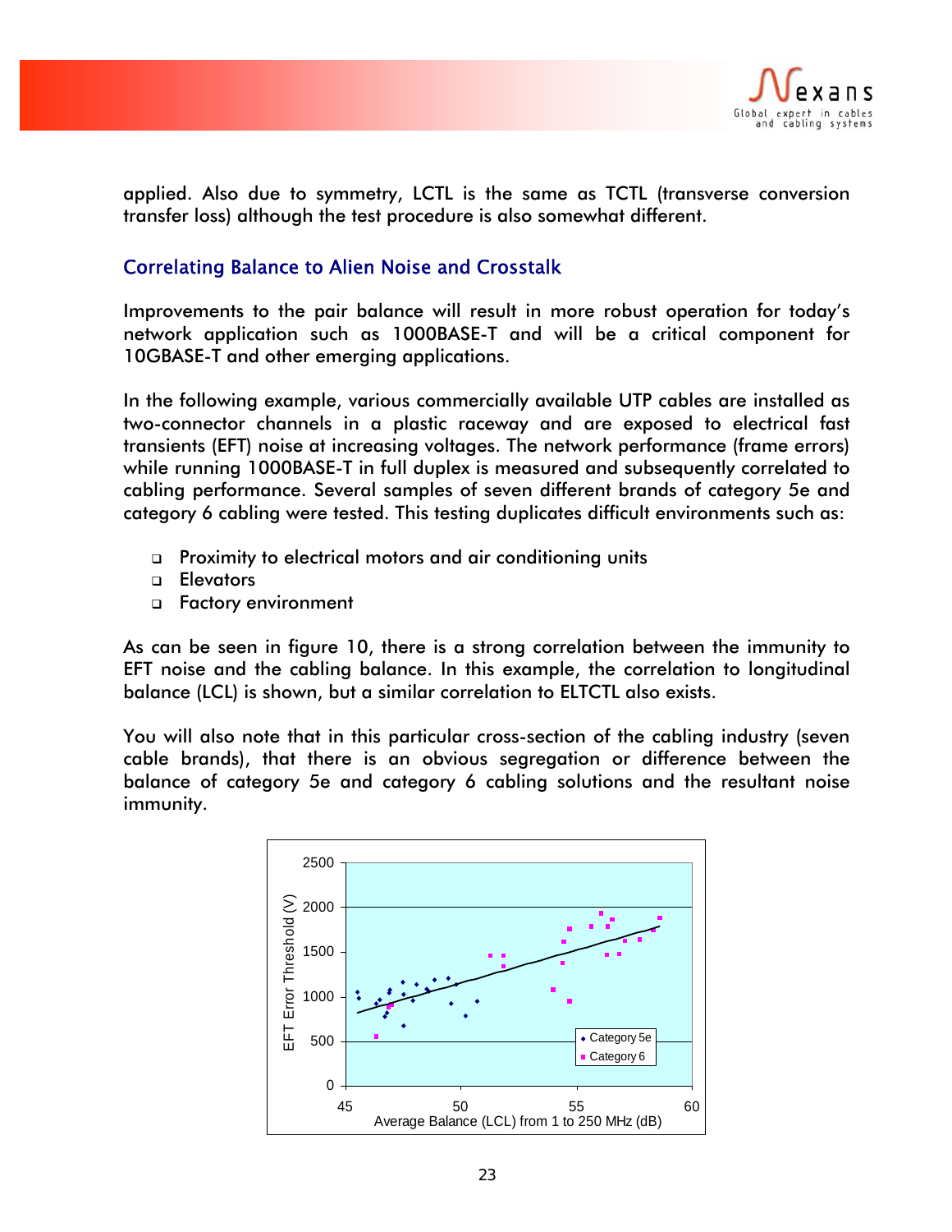applied. Also due to symmetry, LCTL is the same as TCTL (transverse conversion transfer loss) although the test procedure is also somewhat different.

## Correlating Balance to Alien Noise and Crosstalk

Improvements to the pair balance will result in more robust operation for today's network application such as 1000BASE-T and will be a critical component for 10GBASE-T and other emerging applications.

In the following example, various commercially available UTP cables are installed as two-connector channels in a plastic raceway and are exposed to electrical fast transients (EFT) noise at increasing voltages. The network performance (frame errors) while running 1000BASE-T in full duplex is measured and subsequently correlated to cabling performance. Several samples of seven different brands of category 5e and category 6 cabling were tested. This testing duplicates difficult environments such as:

- Proximity to electrical motors and air conditioning units
- Elevators
- Factory environment

As can be seen in figure 10, there is a strong correlation between the immunity to EFT noise and the cabling balance. In this example, the correlation to longitudinal balance (LCL) is shown, but a similar correlation to ELTCTL also exists.

You will also note that in this particular cross-section of the cabling industry (seven cable brands), that there is an obvious segregation or difference between the balance of category 5e and category 6 cabling solutions and the resultant noise immunity.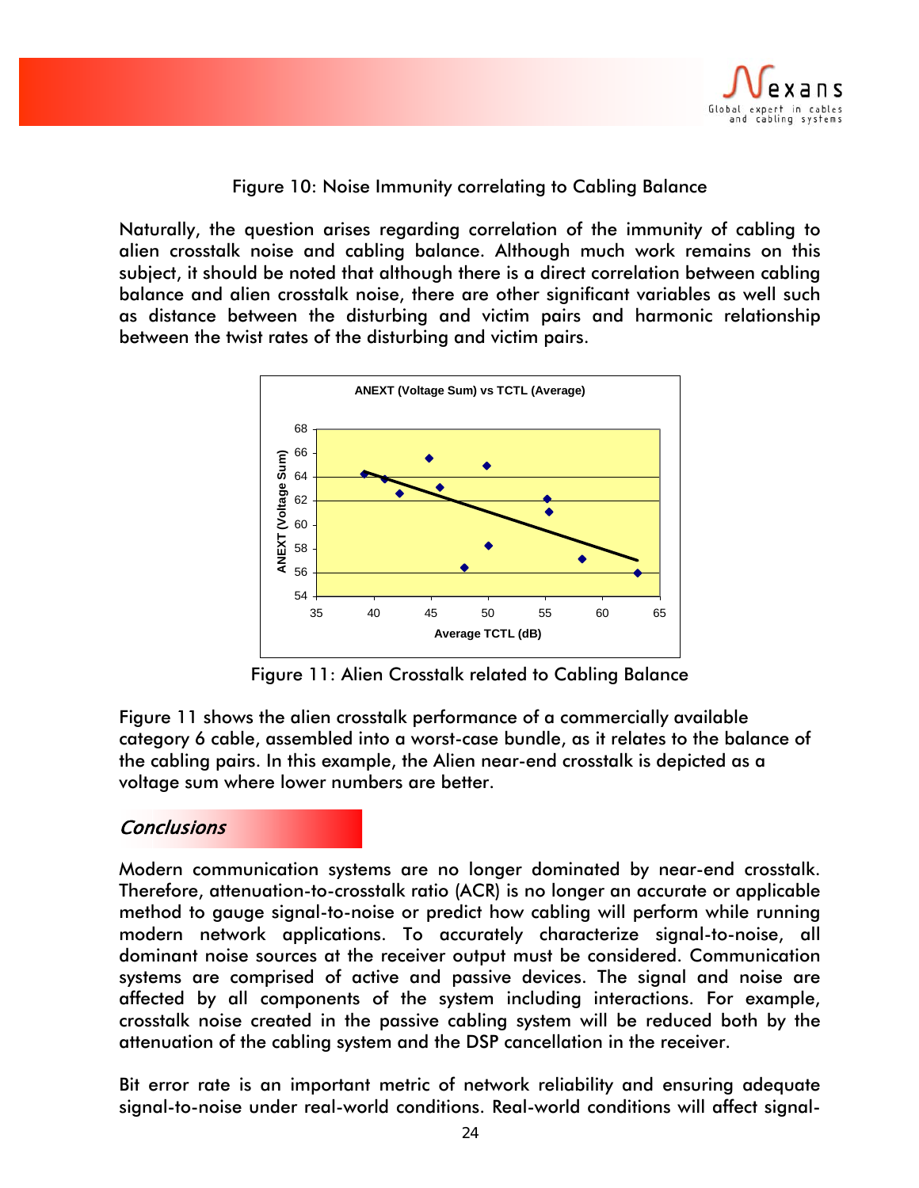Figure 10: Noise Immunity correlating to Cabling Balance

Naturally, the question arises regarding correlation of the immunity of cabling to alien crosstalk noise and cabling balance. Although much work remains on this subject, it should be noted that although there is a direct correlation between cabling balance and alien crosstalk noise, there are other significant variables as well such as distance between the disturbing and victim pairs and harmonic relationship between the twist rates of the disturbing and victim pairs.

Figure 11: Alien Crosstalk related to Cabling Balance

Figure 11 shows the alien crosstalk performance of a commercially available category 6 cable, assembled into a worst-case bundle, as it relates to the balance of the cabling pairs. In this example, the Alien near-end crosstalk is depicted as a voltage sum where lower numbers are better.

## *Conclusions*

Modern communication systems are no longer dominated by near-end crosstalk. Therefore, attenuation-to-crosstalk ratio (ACR) is no longer an accurate or applicable method to gauge signal-to-noise or predict how cabling will perform while running modern network applications. To accurately characterize signal-to-noise, all dominant noise sources at the receiver output must be considered. Communication systems are comprised of active and passive devices. The signal and noise are affected by all components of the system including interactions. For example, crosstalk noise created in the passive cabling system will be reduced both by the attenuation of the cabling system and the DSP cancellation in the receiver.

Bit error rate is an important metric of network reliability and ensuring adequate signal-to-noise under real-world conditions. Real-world conditions will affect signal-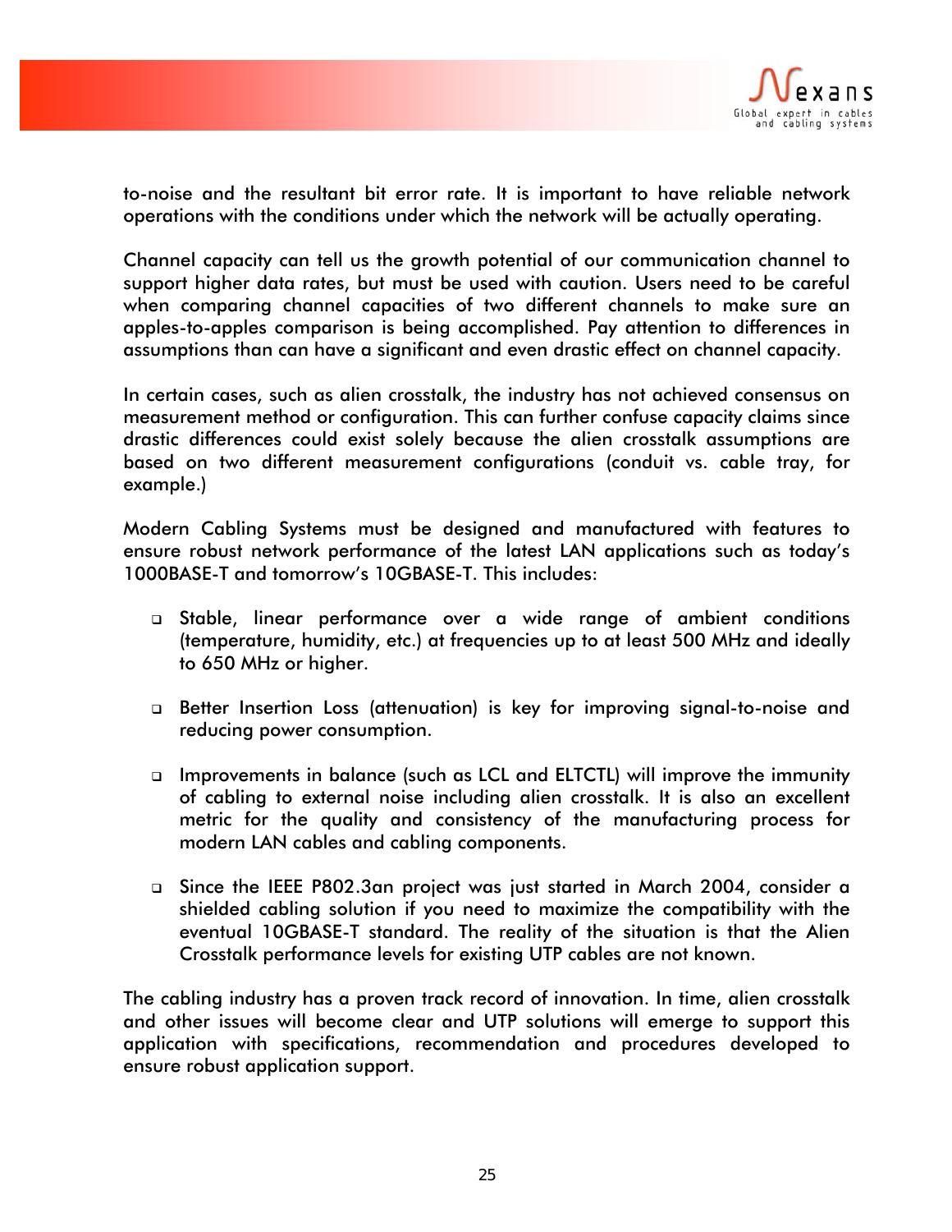to-noise and the resultant bit error rate. It is important to have reliable network operations with the conditions under which the network will be actually operating.

Channel capacity can tell us the growth potential of our communication channel to support higher data rates, but must be used with caution. Users need to be careful when comparing channel capacities of two different channels to make sure an apples-to-apples comparison is being accomplished. Pay attention to differences in assumptions than can have a significant and even drastic effect on channel capacity.

In certain cases, such as alien crosstalk, the industry has not achieved consensus on measurement method or configuration. This can further confuse capacity claims since drastic differences could exist solely because the alien crosstalk assumptions are based on two different measurement configurations (conduit vs. cable tray, for example.)

Modern Cabling Systems must be designed and manufactured with features to ensure robust network performance of the latest LAN applications such as today's 1000BASE-T and tomorrow's 10GBASE-T. This includes:

- Stable, linear performance over a wide range of ambient conditions (temperature, humidity, etc.) at frequencies up to at least 500 MHz and ideally to 650 MHz or higher.

- Better Insertion Loss (attenuation) is key for improving signal-to-noise and reducing power consumption.

- Improvements in balance (such as LCL and ELTCTL) will improve the immunity of cabling to external noise including alien crosstalk. It is also an excellent metric for the quality and consistency of the manufacturing process for modern LAN cables and cabling components.

- Since the IEEE P802.3an project was just started in March 2004, consider a shielded cabling solution if you need to maximize the compatibility with the eventual 10GBASE-T standard. The reality of the situation is that the Alien Crosstalk performance levels for existing UTP cables are not known.

The cabling industry has a proven track record of innovation. In time, alien crosstalk and other issues will become clear and UTP solutions will emerge to support this application with specifications, recommendation and procedures developed to ensure robust application support.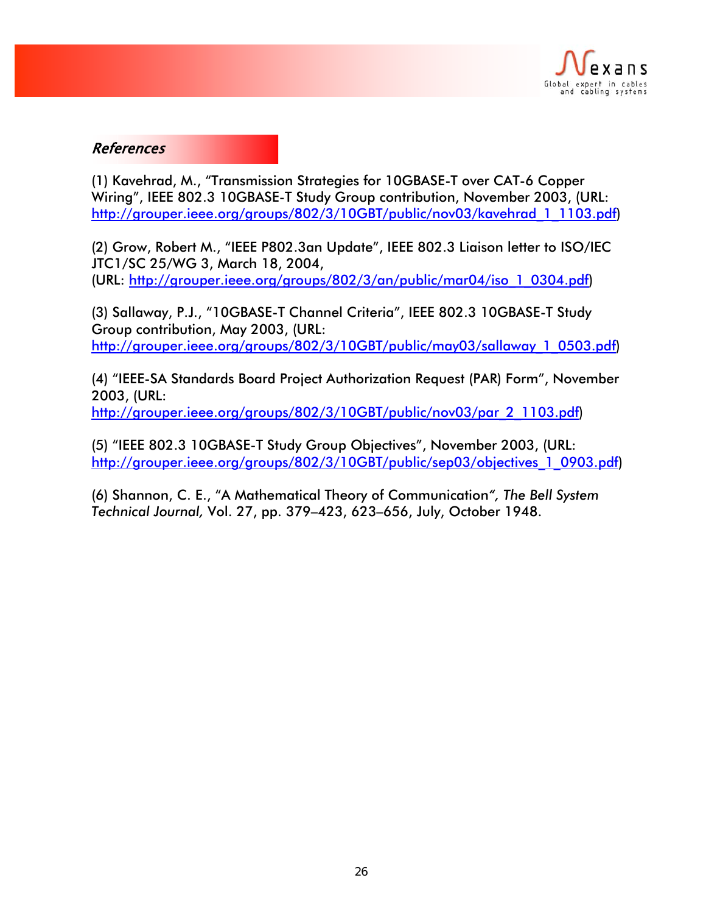## *References*

(1) Kavehrad, M., "Transmission Strategies for 10GBASE-T over CAT-6 Copper Wiring", IEEE 802.3 10GBASE-T Study Group contribution, November 2003, (URL: http://grouper.ieee.org/groups/802/3/10GBT/public/nov03/kavehrad_1_1103.pdf)

(2) Grow, Robert M., "IEEE P802.3an Update", IEEE 802.3 Liaison letter to ISO/IEC JTC1/SC 25/WG 3, March 18, 2004, (URL: http://grouper.ieee.org/groups/802/3/an/public/mar04/iso_1_0304.pdf)

(3) Sallaway, P.J., "10GBASE-T Channel Criteria", IEEE 802.3 10GBASE-T Study Group contribution, May 2003, (URL: http://grouper.ieee.org/groups/802/3/10GBT/public/may03/sallaway_1_0503.pdf)

(4) "IEEE-SA Standards Board Project Authorization Request (PAR) Form", November 2003, (URL: http://grouper.ieee.org/groups/802/3/10GBT/public/nov03/par_2_1103.pdf)

(5) "IEEE 802.3 10GBASE-T Study Group Objectives", November 2003, (URL: http://grouper.ieee.org/groups/802/3/10GBT/public/sep03/objectives_1_0903.pdf)

(6) Shannon, C. E., "A Mathematical Theory of Communication*", The Bell System Technical Journal,* Vol. 27, pp. 379–423, 623–656, July, October 1948.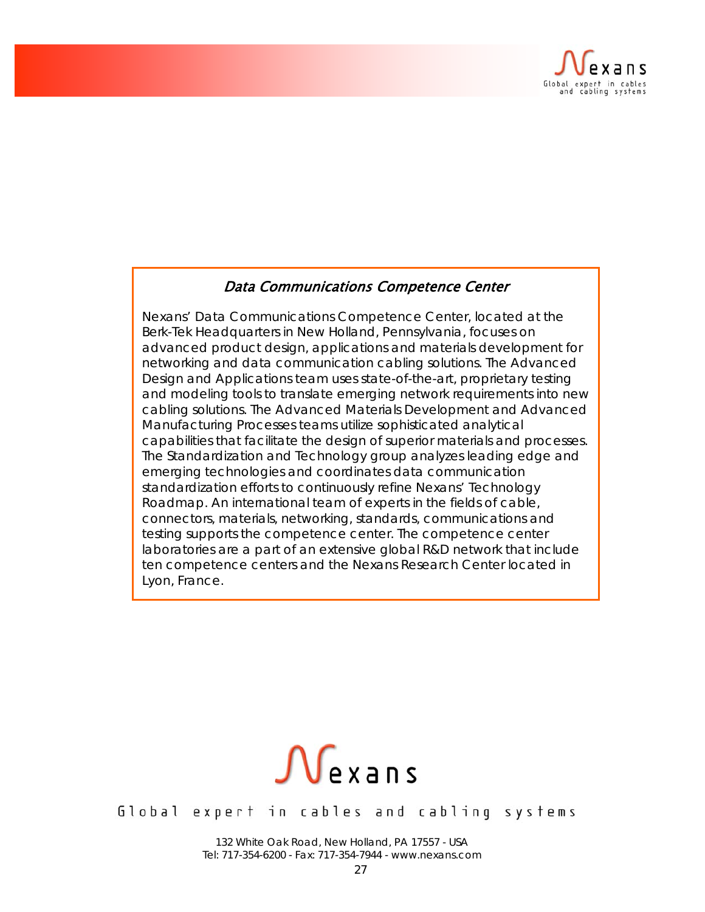## *Data Communications Competence Center*

Nexans' Data Communications Competence Center, located at the Berk-Tek Headquarters in New Holland, Pennsylvania, focuses on advanced product design, applications and materials development for networking and data communication cabling solutions. The Advanced Design and Applications team uses state-of-the-art, proprietary testing and modeling tools to translate emerging network requirements into new cabling solutions. The Advanced Materials Development and Advanced Manufacturing Processes teams utilize sophisticated analytical capabilities that facilitate the design of superior materials and processes. The Standardization and Technology group analyzes leading edge and emerging technologies and coordinates data communication standardization efforts to continuously refine Nexans' Technology Roadmap. An international team of experts in the fields of cable, connectors, materials, networking, standards, communications and testing supports the competence center. The competence center laboratories are a part of an extensive global R&D network that include ten competence centers and the Nexans Research Center located in Lyon, France.

Nexans

Global expert in cables and cabling systems

132 White Oak Road, New Holland, PA 17557 - USA
Tel: 717-354-6200 - Fax: 717-354-7944 - www.nexans.com